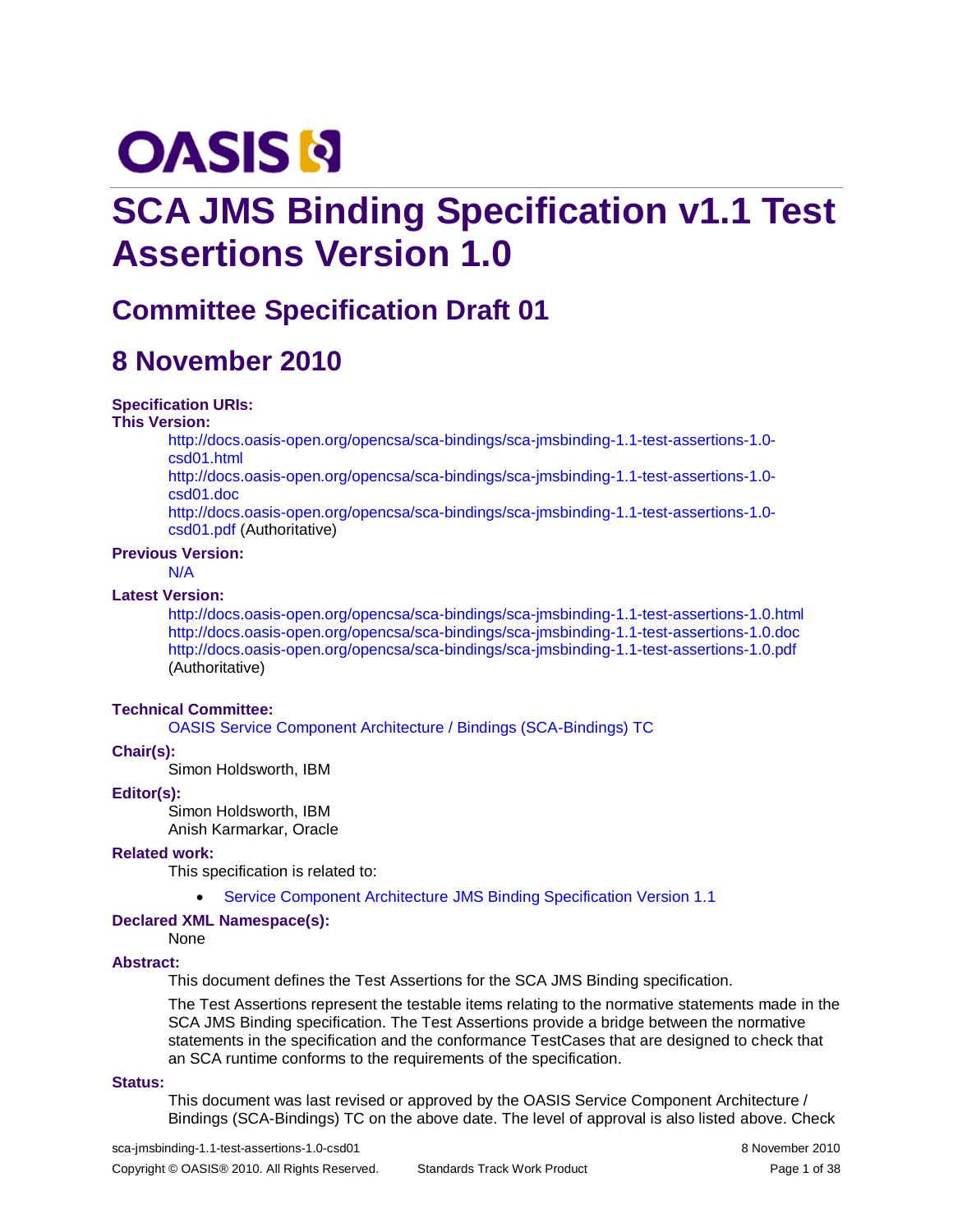OASIS

# SCA JMS Binding Specification v1.1 Test Assertions Version 1.0

## Committee Specification Draft 01

## 8 November 2010

**Specification URIs:**

**This Version:**

http://docs.oasis-open.org/opencsa/sca-bindings/sca-jmsbinding-1.1-test-assertions-1.0-csd01.html
http://docs.oasis-open.org/opencsa/sca-bindings/sca-jmsbinding-1.1-test-assertions-1.0-csd01.doc
http://docs.oasis-open.org/opencsa/sca-bindings/sca-jmsbinding-1.1-test-assertions-1.0-csd01.pdf (Authoritative)

**Previous Version:**

N/A

**Latest Version:**

http://docs.oasis-open.org/opencsa/sca-bindings/sca-jmsbinding-1.1-test-assertions-1.0.html
http://docs.oasis-open.org/opencsa/sca-bindings/sca-jmsbinding-1.1-test-assertions-1.0.doc
http://docs.oasis-open.org/opencsa/sca-bindings/sca-jmsbinding-1.1-test-assertions-1.0.pdf (Authoritative)

**Technical Committee:**

OASIS Service Component Architecture / Bindings (SCA-Bindings) TC

**Chair(s):**

Simon Holdsworth, IBM

**Editor(s):**

Simon Holdsworth, IBM
Anish Karmarkar, Oracle

**Related work:**

This specification is related to:

- Service Component Architecture JMS Binding Specification Version 1.1

**Declared XML Namespace(s):**

None

**Abstract:**

This document defines the Test Assertions for the SCA JMS Binding specification.

The Test Assertions represent the testable items relating to the normative statements made in the SCA JMS Binding specification. The Test Assertions provide a bridge between the normative statements in the specification and the conformance TestCases that are designed to check that an SCA runtime conforms to the requirements of the specification.

**Status:**

This document was last revised or approved by the OASIS Service Component Architecture / Bindings (SCA-Bindings) TC on the above date. The level of approval is also listed above. Check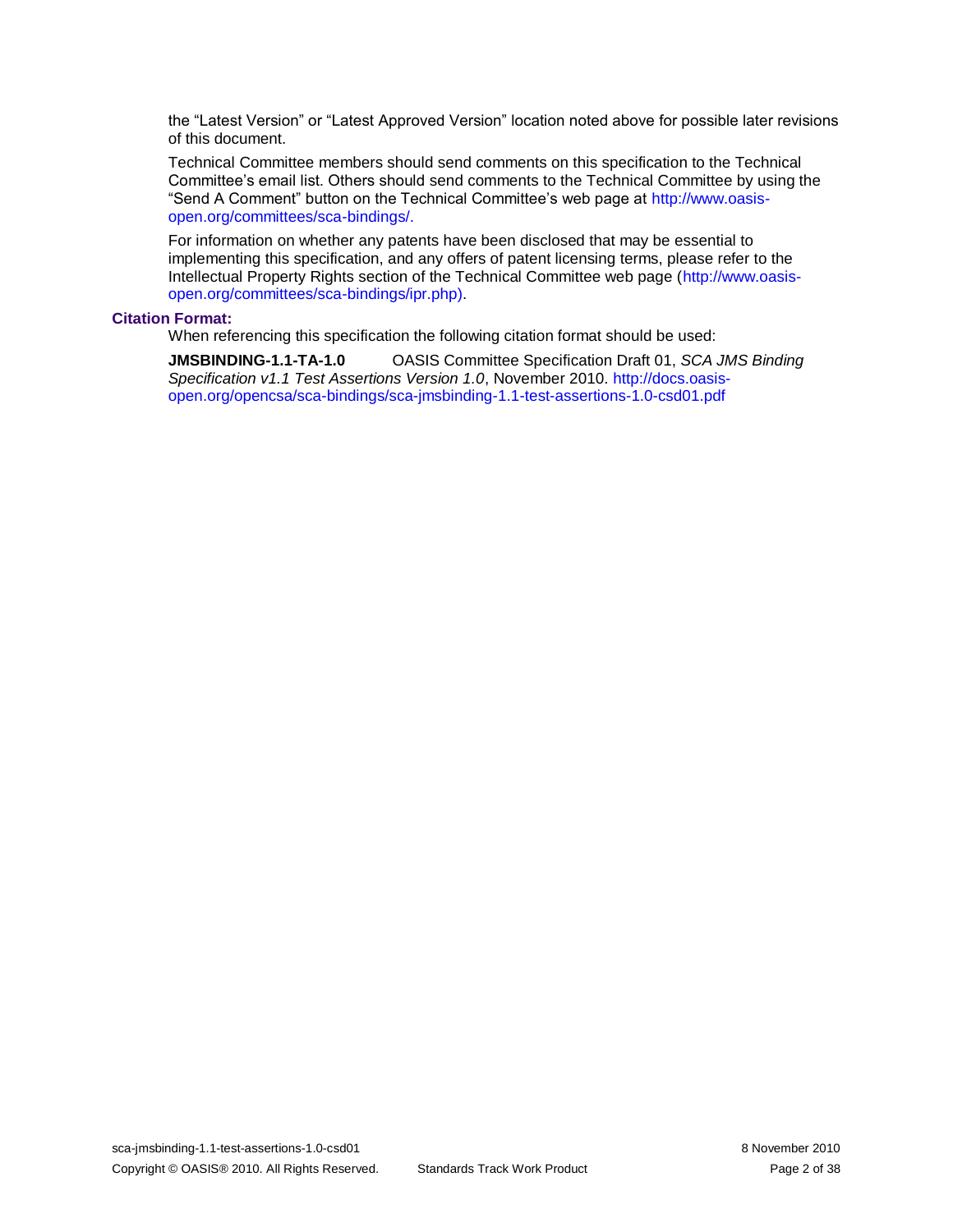the “Latest Version” or “Latest Approved Version” location noted above for possible later revisions of this document.

Technical Committee members should send comments on this specification to the Technical Committee’s email list. Others should send comments to the Technical Committee by using the “Send A Comment” button on the Technical Committee’s web page at http://www.oasis-open.org/committees/sca-bindings/.

For information on whether any patents have been disclosed that may be essential to implementing this specification, and any offers of patent licensing terms, please refer to the Intellectual Property Rights section of the Technical Committee web page (http://www.oasis-open.org/committees/sca-bindings/ipr.php).

**Citation Format:**

When referencing this specification the following citation format should be used:

**JMSBINDING-1.1-TA-1.0** OASIS Committee Specification Draft 01, *SCA JMS Binding Specification v1.1 Test Assertions Version 1.0*, November 2010. http://docs.oasis-open.org/opencsa/sca-bindings/sca-jmsbinding-1.1-test-assertions-1.0-csd01.pdf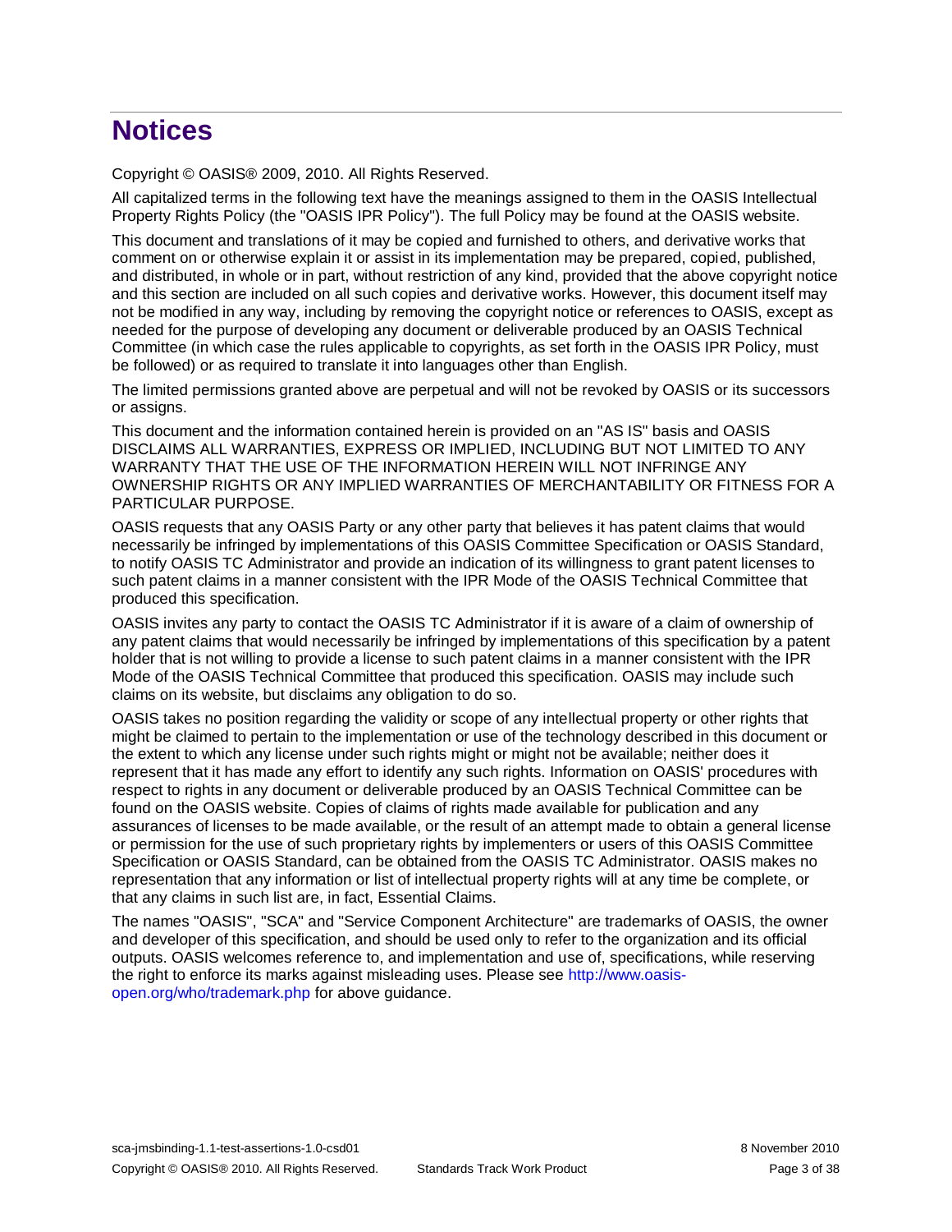# Notices

Copyright © OASIS® 2009, 2010. All Rights Reserved.

All capitalized terms in the following text have the meanings assigned to them in the OASIS Intellectual Property Rights Policy (the "OASIS IPR Policy"). The full Policy may be found at the OASIS website.

This document and translations of it may be copied and furnished to others, and derivative works that comment on or otherwise explain it or assist in its implementation may be prepared, copied, published, and distributed, in whole or in part, without restriction of any kind, provided that the above copyright notice and this section are included on all such copies and derivative works. However, this document itself may not be modified in any way, including by removing the copyright notice or references to OASIS, except as needed for the purpose of developing any document or deliverable produced by an OASIS Technical Committee (in which case the rules applicable to copyrights, as set forth in the OASIS IPR Policy, must be followed) or as required to translate it into languages other than English.

The limited permissions granted above are perpetual and will not be revoked by OASIS or its successors or assigns.

This document and the information contained herein is provided on an "AS IS" basis and OASIS DISCLAIMS ALL WARRANTIES, EXPRESS OR IMPLIED, INCLUDING BUT NOT LIMITED TO ANY WARRANTY THAT THE USE OF THE INFORMATION HEREIN WILL NOT INFRINGE ANY OWNERSHIP RIGHTS OR ANY IMPLIED WARRANTIES OF MERCHANTABILITY OR FITNESS FOR A PARTICULAR PURPOSE.

OASIS requests that any OASIS Party or any other party that believes it has patent claims that would necessarily be infringed by implementations of this OASIS Committee Specification or OASIS Standard, to notify OASIS TC Administrator and provide an indication of its willingness to grant patent licenses to such patent claims in a manner consistent with the IPR Mode of the OASIS Technical Committee that produced this specification.

OASIS invites any party to contact the OASIS TC Administrator if it is aware of a claim of ownership of any patent claims that would necessarily be infringed by implementations of this specification by a patent holder that is not willing to provide a license to such patent claims in a manner consistent with the IPR Mode of the OASIS Technical Committee that produced this specification. OASIS may include such claims on its website, but disclaims any obligation to do so.

OASIS takes no position regarding the validity or scope of any intellectual property or other rights that might be claimed to pertain to the implementation or use of the technology described in this document or the extent to which any license under such rights might or might not be available; neither does it represent that it has made any effort to identify any such rights. Information on OASIS' procedures with respect to rights in any document or deliverable produced by an OASIS Technical Committee can be found on the OASIS website. Copies of claims of rights made available for publication and any assurances of licenses to be made available, or the result of an attempt made to obtain a general license or permission for the use of such proprietary rights by implementers or users of this OASIS Committee Specification or OASIS Standard, can be obtained from the OASIS TC Administrator. OASIS makes no representation that any information or list of intellectual property rights will at any time be complete, or that any claims in such list are, in fact, Essential Claims.

The names "OASIS", "SCA" and "Service Component Architecture" are trademarks of OASIS, the owner and developer of this specification, and should be used only to refer to the organization and its official outputs. OASIS welcomes reference to, and implementation and use of, specifications, while reserving the right to enforce its marks against misleading uses. Please see http://www.oasis-open.org/who/trademark.php for above guidance.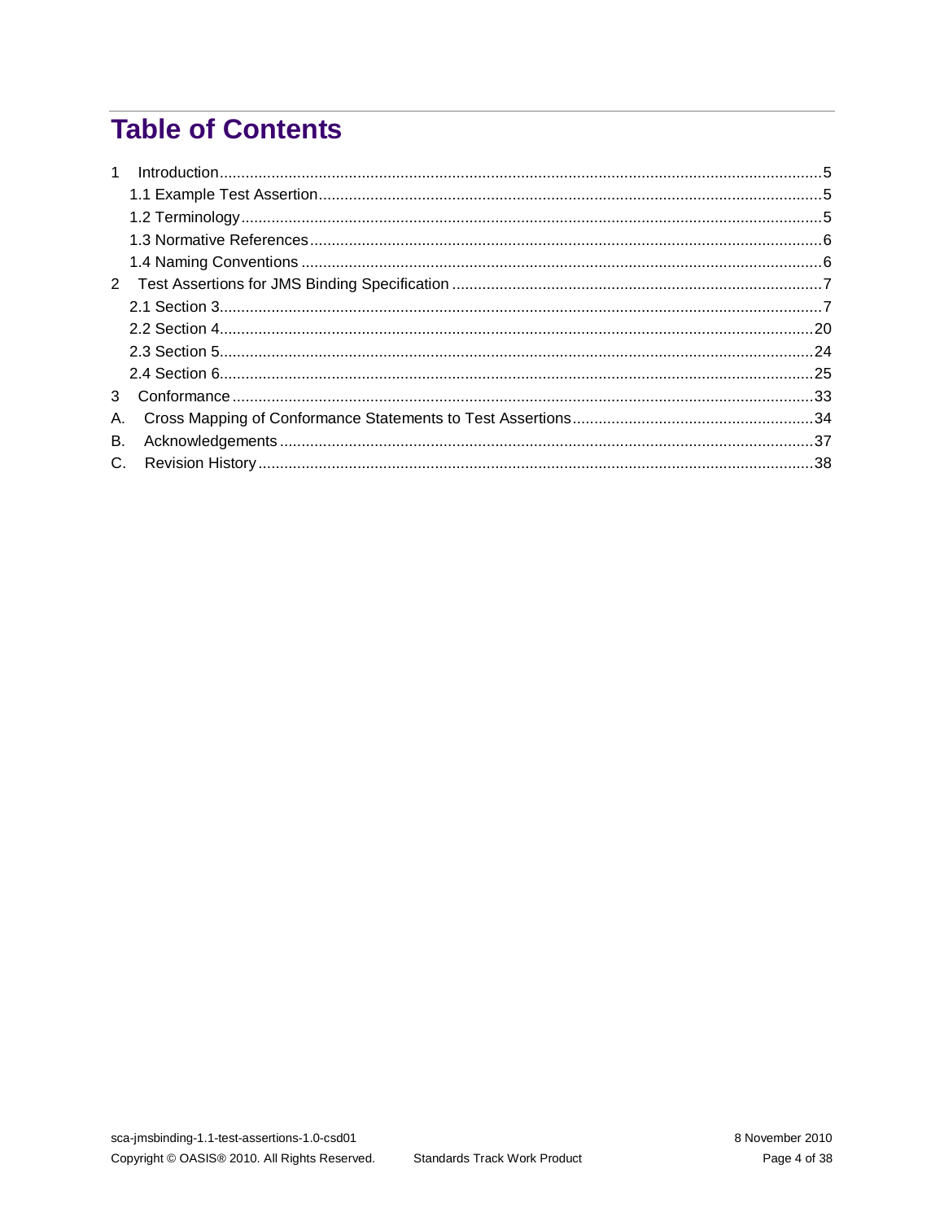# Table of Contents

1 Introduction ... 5

- 1.1 Example Test Assertion ... 5
- 1.2 Terminology ... 5
- 1.3 Normative References ... 6
- 1.4 Naming Conventions ... 6

2 Test Assertions for JMS Binding Specification ... 7

- 2.1 Section 3 ... 7
- 2.2 Section 4 ... 20
- 2.3 Section 5 ... 24
- 2.4 Section 6 ... 25

3 Conformance ... 33

A. Cross Mapping of Conformance Statements to Test Assertions ... 34

B. Acknowledgements ... 37

C. Revision History ... 38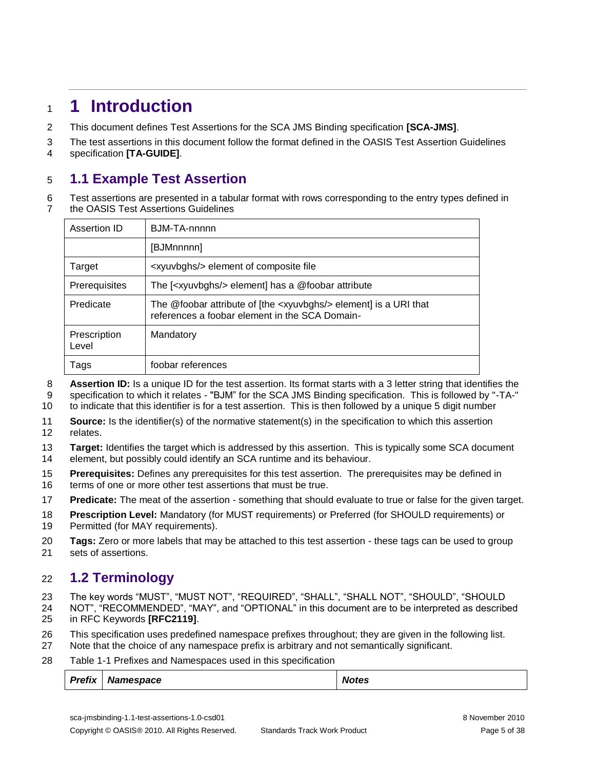# 1 Introduction

This document defines Test Assertions for the SCA JMS Binding specification **[SCA-JMS]**.

The test assertions in this document follow the format defined in the OASIS Test Assertion Guidelines specification **[TA-GUIDE]**.

## 1.1 Example Test Assertion

Test assertions are presented in a tabular format with rows corresponding to the entry types defined in the OASIS Test Assertions Guidelines

| | |
|---|---|
| Assertion ID | BJM-TA-nnnnn |
| | [BJMnnnnn] |
| Target | <xyuvbghs/> element of composite file |
| Prerequisites | The [<xyuvbghs/> element] has a @foobar attribute |
| Predicate | The @foobar attribute of [the <xyuvbghs/> element] is a URI that references a foobar element in the SCA Domain- |
| Prescription Level | Mandatory |
| Tags | foobar references |

**Assertion ID:** Is a unique ID for the test assertion. Its format starts with a 3 letter string that identifies the specification to which it relates - "BJM" for the SCA JMS Binding specification. This is followed by "-TA-" to indicate that this identifier is for a test assertion. This is then followed by a unique 5 digit number

**Source:** Is the identifier(s) of the normative statement(s) in the specification to which this assertion relates.

**Target:** Identifies the target which is addressed by this assertion. This is typically some SCA document element, but possibly could identify an SCA runtime and its behaviour.

**Prerequisites:** Defines any prerequisites for this test assertion. The prerequisites may be defined in terms of one or more other test assertions that must be true.

**Predicate:** The meat of the assertion - something that should evaluate to true or false for the given target.

**Prescription Level:** Mandatory (for MUST requirements) or Preferred (for SHOULD requirements) or Permitted (for MAY requirements).

**Tags:** Zero or more labels that may be attached to this test assertion - these tags can be used to group sets of assertions.

## 1.2 Terminology

The key words "MUST", "MUST NOT", "REQUIRED", "SHALL", "SHALL NOT", "SHOULD NOT", "RECOMMENDED", "MAY", and "OPTIONAL" in this document are to be interpreted as described in RFC Keywords **[RFC2119]**.

This specification uses predefined namespace prefixes throughout; they are given in the following list. Note that the choice of any namespace prefix is arbitrary and not semantically significant.

Table 1-1 Prefixes and Namespaces used in this specification

| ***Prefix*** | ***Namespace*** | ***Notes*** |
|---|---|---|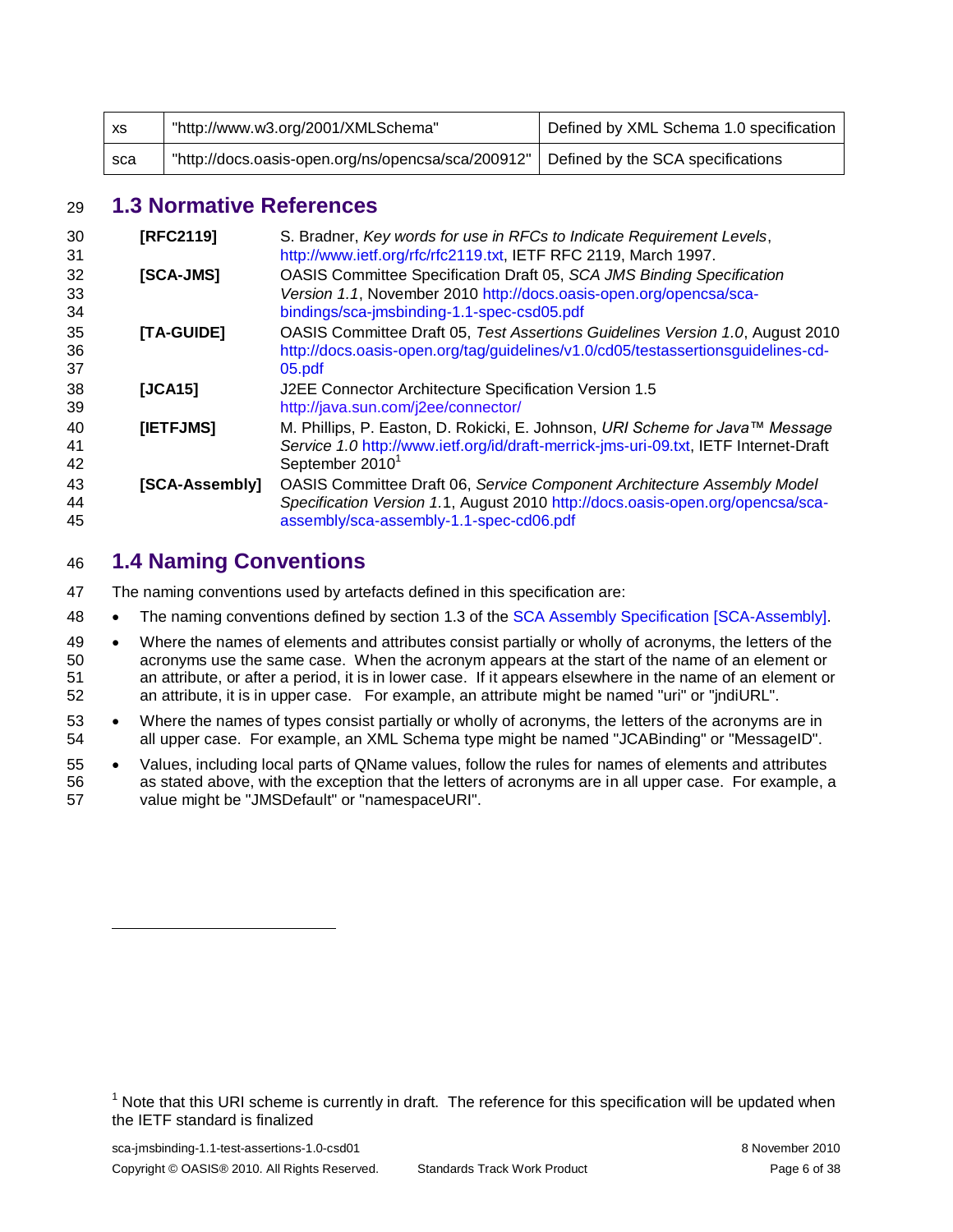| | | |
|---|---|---|
| xs | "http://www.w3.org/2001/XMLSchema" | Defined by XML Schema 1.0 specification |
| sca | "http://docs.oasis-open.org/ns/opencsa/sca/200912" | Defined by the SCA specifications |

## 1.3 Normative References

**[RFC2119]** S. Bradner, *Key words for use in RFCs to Indicate Requirement Levels*, http://www.ietf.org/rfc/rfc2119.txt, IETF RFC 2119, March 1997.

**[SCA-JMS]** OASIS Committee Specification Draft 05, *SCA JMS Binding Specification Version 1.1*, November 2010 http://docs.oasis-open.org/opencsa/sca-bindings/sca-jmsbinding-1.1-spec-csd05.pdf

**[TA-GUIDE]** OASIS Committee Draft 05, *Test Assertions Guidelines Version 1.0*, August 2010 http://docs.oasis-open.org/tag/guidelines/v1.0/cd05/testassertionsguidelines-cd-05.pdf

**[JCA15]** J2EE Connector Architecture Specification Version 1.5 http://java.sun.com/j2ee/connector/

**[IETFJMS]** M. Phillips, P. Easton, D. Rokicki, E. Johnson, *URI Scheme for Java™ Message Service 1.0* http://www.ietf.org/id/draft-merrick-jms-uri-09.txt, IETF Internet-Draft September 2010[1]

**[SCA-Assembly]** OASIS Committee Draft 06, *Service Component Architecture Assembly Model Specification Version 1.*1, August 2010 http://docs.oasis-open.org/opencsa/sca-assembly/sca-assembly-1.1-spec-cd06.pdf

## 1.4 Naming Conventions

The naming conventions used by artefacts defined in this specification are:

- The naming conventions defined by section 1.3 of the SCA Assembly Specification [SCA-Assembly].
- Where the names of elements and attributes consist partially or wholly of acronyms, the letters of the acronyms use the same case. When the acronym appears at the start of the name of an element or an attribute, or after a period, it is in lower case. If it appears elsewhere in the name of an element or an attribute, it is in upper case. For example, an attribute might be named "uri" or "jndiURL".
- Where the names of types consist partially or wholly of acronyms, the letters of the acronyms are in all upper case. For example, an XML Schema type might be named "JCABinding" or "MessageID".
- Values, including local parts of QName values, follow the rules for names of elements and attributes as stated above, with the exception that the letters of acronyms are in all upper case. For example, a value might be "JMSDefault" or "namespaceURI".

[1] Note that this URI scheme is currently in draft. The reference for this specification will be updated when the IETF standard is finalized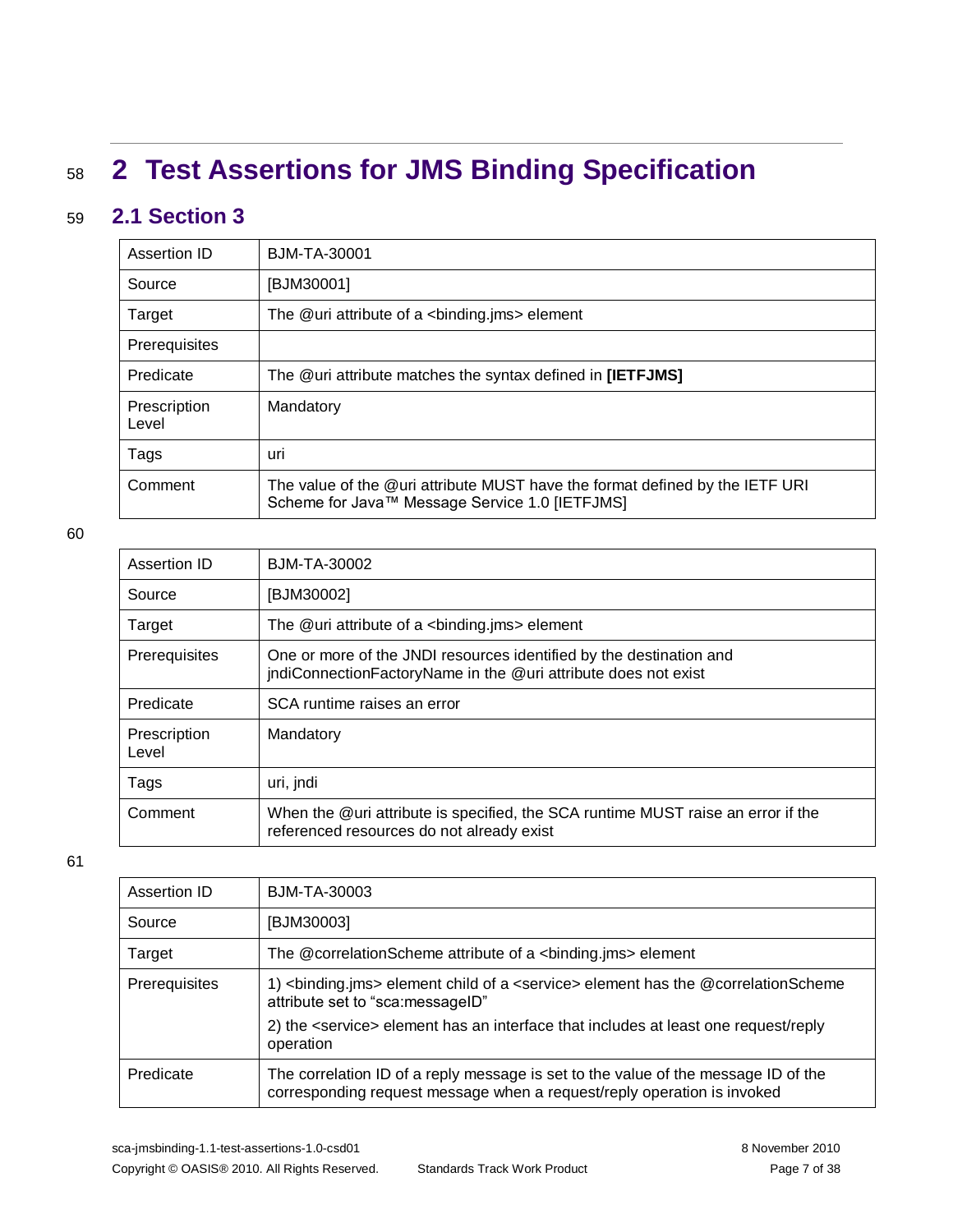# 2 Test Assertions for JMS Binding Specification

## 2.1 Section 3

| | |
|---|---|
| Assertion ID | BJM-TA-30001 |
| Source | [BJM30001] |
| Target | The @uri attribute of a <binding.jms> element |
| Prerequisites | |
| Predicate | The @uri attribute matches the syntax defined in **[IETFJMS]** |
| Prescription Level | Mandatory |
| Tags | uri |
| Comment | The value of the @uri attribute MUST have the format defined by the IETF URI Scheme for Java™ Message Service 1.0 [IETFJMS] |

| | |
|---|---|
| Assertion ID | BJM-TA-30002 |
| Source | [BJM30002] |
| Target | The @uri attribute of a <binding.jms> element |
| Prerequisites | One or more of the JNDI resources identified by the destination and jndiConnectionFactoryName in the @uri attribute does not exist |
| Predicate | SCA runtime raises an error |
| Prescription Level | Mandatory |
| Tags | uri, jndi |
| Comment | When the @uri attribute is specified, the SCA runtime MUST raise an error if the referenced resources do not already exist |

| | |
|---|---|
| Assertion ID | BJM-TA-30003 |
| Source | [BJM30003] |
| Target | The @correlationScheme attribute of a <binding.jms> element |
| Prerequisites | 1) <binding.jms> element child of a <service> element has the @correlationScheme attribute set to “sca:messageID”<br>2) the <service> element has an interface that includes at least one request/reply operation |
| Predicate | The correlation ID of a reply message is set to the value of the message ID of the corresponding request message when a request/reply operation is invoked |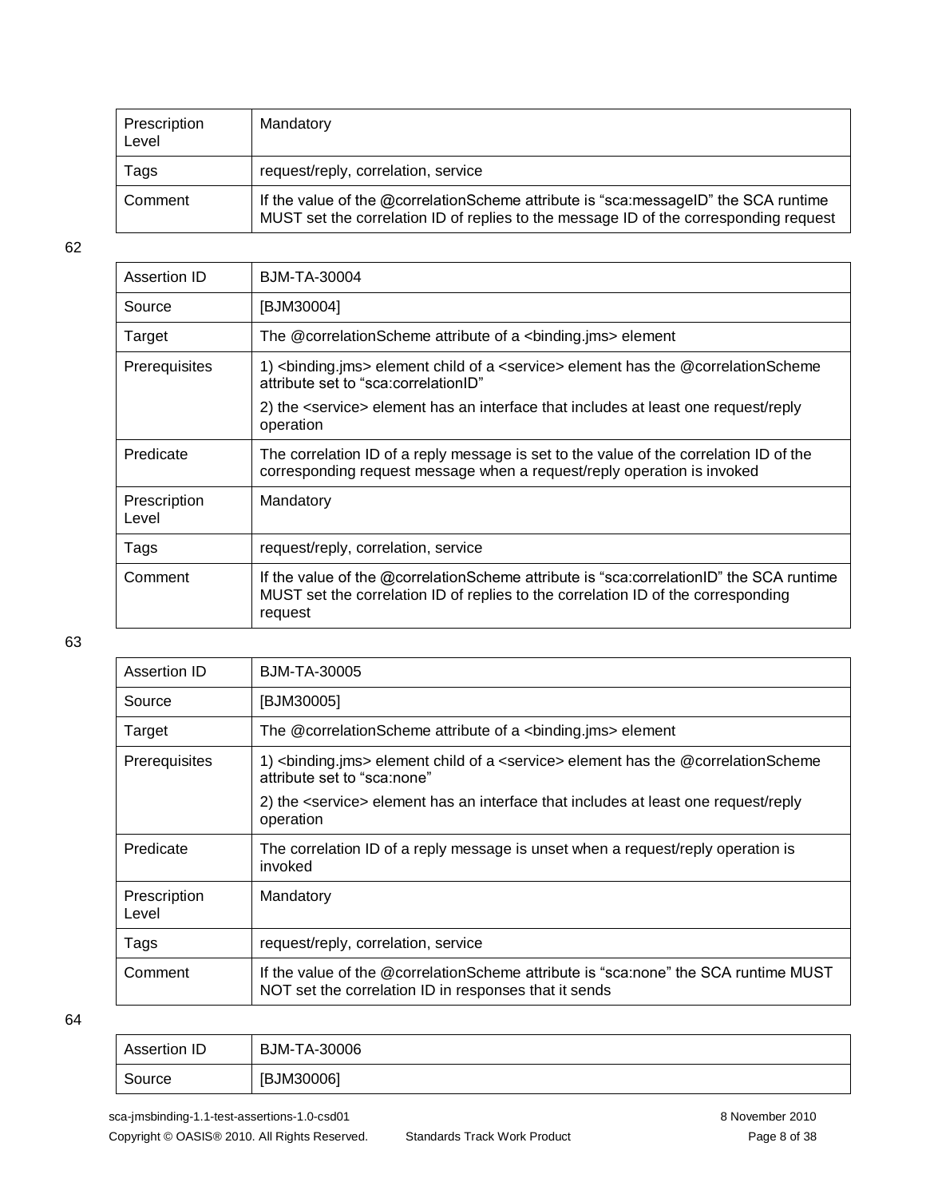| Prescription Level | Mandatory |
| --- | --- |
| Tags | request/reply, correlation, service |
| Comment | If the value of the @correlationScheme attribute is "sca:messageID" the SCA runtime MUST set the correlation ID of replies to the message ID of the corresponding request |

62

| Assertion ID | BJM-TA-30004 |
| --- | --- |
| Source | [BJM30004] |
| Target | The @correlationScheme attribute of a <binding.jms> element |
| Prerequisites | 1) <binding.jms> element child of a <service> element has the @correlationScheme attribute set to "sca:correlationID"<br>2) the <service> element has an interface that includes at least one request/reply operation |
| Predicate | The correlation ID of a reply message is set to the value of the correlation ID of the corresponding request message when a request/reply operation is invoked |
| Prescription Level | Mandatory |
| Tags | request/reply, correlation, service |
| Comment | If the value of the @correlationScheme attribute is "sca:correlationID" the SCA runtime MUST set the correlation ID of replies to the correlation ID of the corresponding request |

63

| Assertion ID | BJM-TA-30005 |
| --- | --- |
| Source | [BJM30005] |
| Target | The @correlationScheme attribute of a <binding.jms> element |
| Prerequisites | 1) <binding.jms> element child of a <service> element has the @correlationScheme attribute set to "sca:none"<br>2) the <service> element has an interface that includes at least one request/reply operation |
| Predicate | The correlation ID of a reply message is unset when a request/reply operation is invoked |
| Prescription Level | Mandatory |
| Tags | request/reply, correlation, service |
| Comment | If the value of the @correlationScheme attribute is "sca:none" the SCA runtime MUST NOT set the correlation ID in responses that it sends |

64

| Assertion ID | BJM-TA-30006 |
| --- | --- |
| Source | [BJM30006] |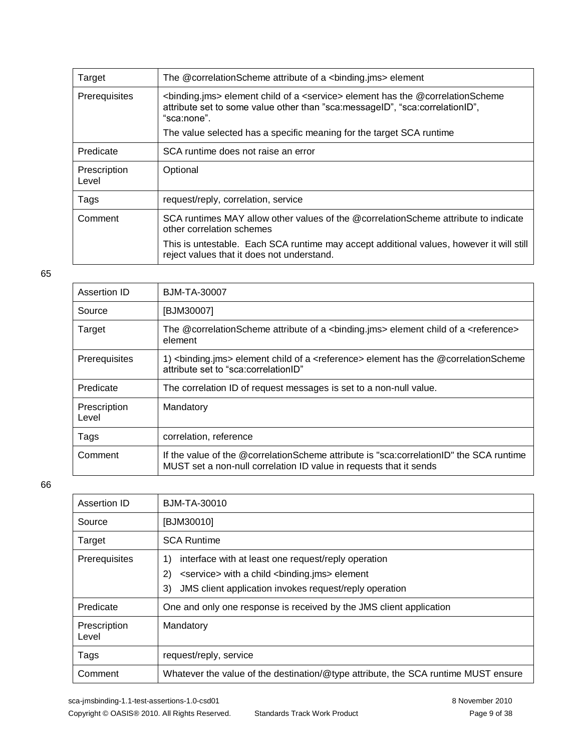| | |
|---|---|
| Target | The @correlationScheme attribute of a <binding.jms> element |
| Prerequisites | <binding.jms> element child of a <service> element has the @correlationScheme attribute set to some value other than "sca:messageID", "sca:correlationID", "sca:none".<br><br>The value selected has a specific meaning for the target SCA runtime |
| Predicate | SCA runtime does not raise an error |
| Prescription Level | Optional |
| Tags | request/reply, correlation, service |
| Comment | SCA runtimes MAY allow other values of the @correlationScheme attribute to indicate other correlation schemes<br><br>This is untestable. Each SCA runtime may accept additional values, however it will still reject values that it does not understand. |

65

| | |
|---|---|
| Assertion ID | BJM-TA-30007 |
| Source | [BJM30007] |
| Target | The @correlationScheme attribute of a <binding.jms> element child of a <reference> element |
| Prerequisites | 1) <binding.jms> element child of a <reference> element has the @correlationScheme attribute set to "sca:correlationID" |
| Predicate | The correlation ID of request messages is set to a non-null value. |
| Prescription Level | Mandatory |
| Tags | correlation, reference |
| Comment | If the value of the @correlationScheme attribute is "sca:correlationID" the SCA runtime MUST set a non-null correlation ID value in requests that it sends |

66

| | |
|---|---|
| Assertion ID | BJM-TA-30010 |
| Source | [BJM30010] |
| Target | SCA Runtime |
| Prerequisites | 1) interface with at least one request/reply operation<br>2) <service> with a child <binding.jms> element<br>3) JMS client application invokes request/reply operation |
| Predicate | One and only one response is received by the JMS client application |
| Prescription Level | Mandatory |
| Tags | request/reply, service |
| Comment | Whatever the value of the destination/@type attribute, the SCA runtime MUST ensure |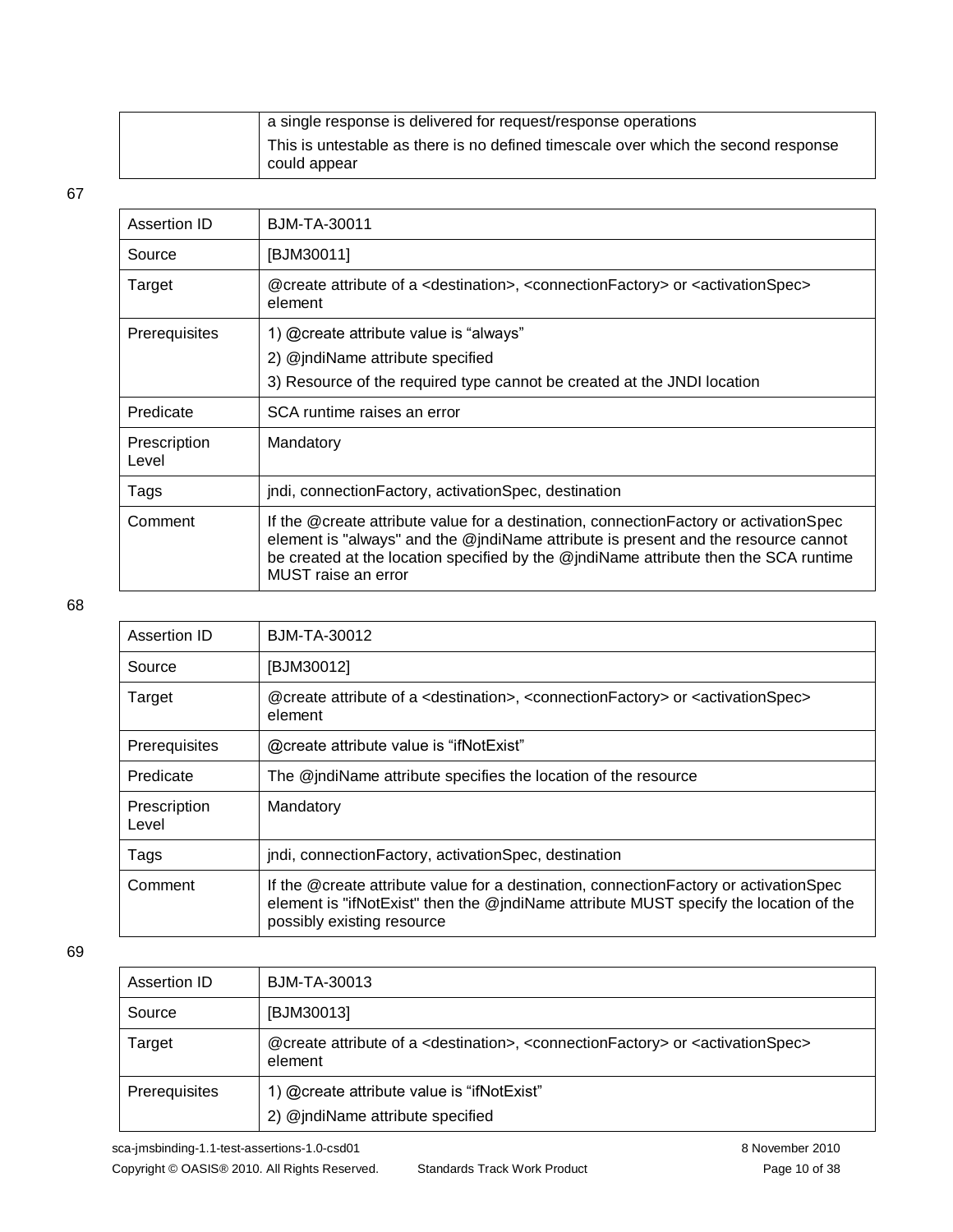| | |
|---|---|
| | a single response is delivered for request/response operations<br>This is untestable as there is no defined timescale over which the second response could appear |

67

| | |
|---|---|
| Assertion ID | BJM-TA-30011 |
| Source | [BJM30011] |
| Target | @create attribute of a <destination>, <connectionFactory> or <activationSpec> element |
| Prerequisites | 1) @create attribute value is "always"<br>2) @jndiName attribute specified<br>3) Resource of the required type cannot be created at the JNDI location |
| Predicate | SCA runtime raises an error |
| Prescription Level | Mandatory |
| Tags | jndi, connectionFactory, activationSpec, destination |
| Comment | If the @create attribute value for a destination, connectionFactory or activationSpec element is "always" and the @jndiName attribute is present and the resource cannot be created at the location specified by the @jndiName attribute then the SCA runtime MUST raise an error |

68

| | |
|---|---|
| Assertion ID | BJM-TA-30012 |
| Source | [BJM30012] |
| Target | @create attribute of a <destination>, <connectionFactory> or <activationSpec> element |
| Prerequisites | @create attribute value is "ifNotExist" |
| Predicate | The @jndiName attribute specifies the location of the resource |
| Prescription Level | Mandatory |
| Tags | jndi, connectionFactory, activationSpec, destination |
| Comment | If the @create attribute value for a destination, connectionFactory or activationSpec element is "ifNotExist" then the @jndiName attribute MUST specify the location of the possibly existing resource |

69

| | |
|---|---|
| Assertion ID | BJM-TA-30013 |
| Source | [BJM30013] |
| Target | @create attribute of a <destination>, <connectionFactory> or <activationSpec> element |
| Prerequisites | 1) @create attribute value is "ifNotExist"<br>2) @jndiName attribute specified |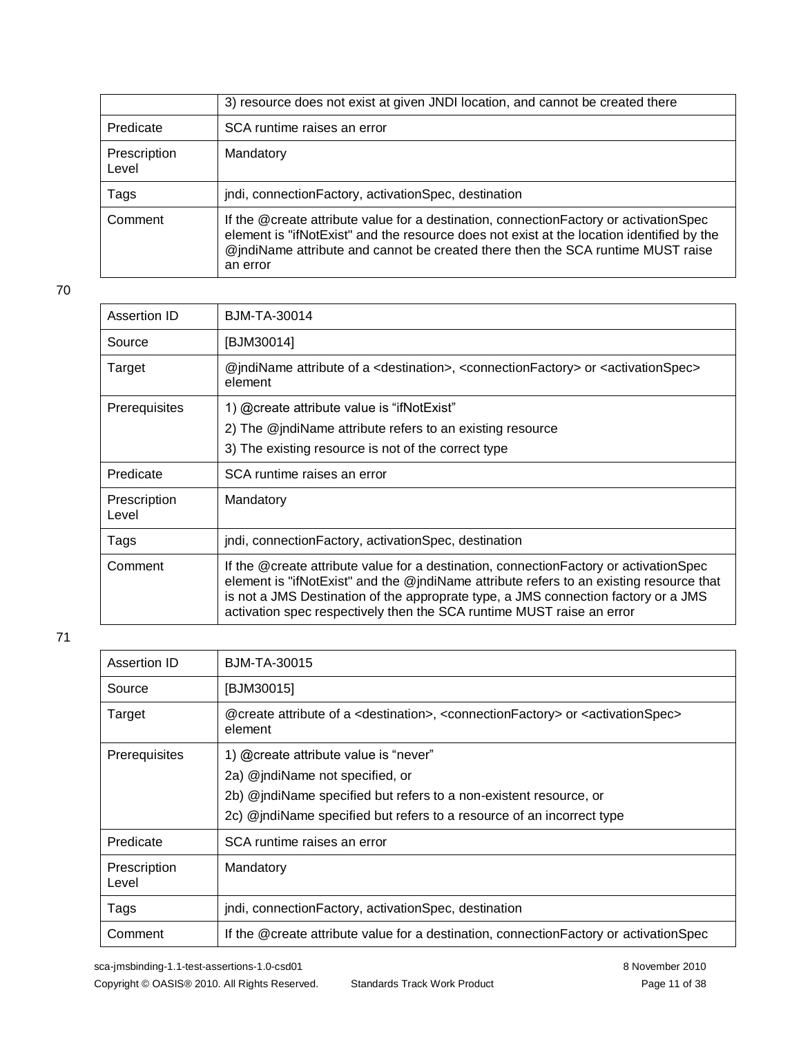| | |
|---|---|
| | 3) resource does not exist at given JNDI location, and cannot be created there |
| Predicate | SCA runtime raises an error |
| Prescription Level | Mandatory |
| Tags | jndi, connectionFactory, activationSpec, destination |
| Comment | If the @create attribute value for a destination, connectionFactory or activationSpec element is "ifNotExist" and the resource does not exist at the location identified by the @jndiName attribute and cannot be created there then the SCA runtime MUST raise an error |

70

| | |
|---|---|
| Assertion ID | BJM-TA-30014 |
| Source | [BJM30014] |
| Target | @jndiName attribute of a <destination>, <connectionFactory> or <activationSpec> element |
| Prerequisites | 1) @create attribute value is “ifNotExist”<br>2) The @jndiName attribute refers to an existing resource<br>3) The existing resource is not of the correct type |
| Predicate | SCA runtime raises an error |
| Prescription Level | Mandatory |
| Tags | jndi, connectionFactory, activationSpec, destination |
| Comment | If the @create attribute value for a destination, connectionFactory or activationSpec element is "ifNotExist" and the @jndiName attribute refers to an existing resource that is not a JMS Destination of the approprate type, a JMS connection factory or a JMS activation spec respectively then the SCA runtime MUST raise an error |

71

| | |
|---|---|
| Assertion ID | BJM-TA-30015 |
| Source | [BJM30015] |
| Target | @create attribute of a <destination>, <connectionFactory> or <activationSpec> element |
| Prerequisites | 1) @create attribute value is “never”<br>2a) @jndiName not specified, or<br>2b) @jndiName specified but refers to a non-existent resource, or<br>2c) @jndiName specified but refers to a resource of an incorrect type |
| Predicate | SCA runtime raises an error |
| Prescription Level | Mandatory |
| Tags | jndi, connectionFactory, activationSpec, destination |
| Comment | If the @create attribute value for a destination, connectionFactory or activationSpec |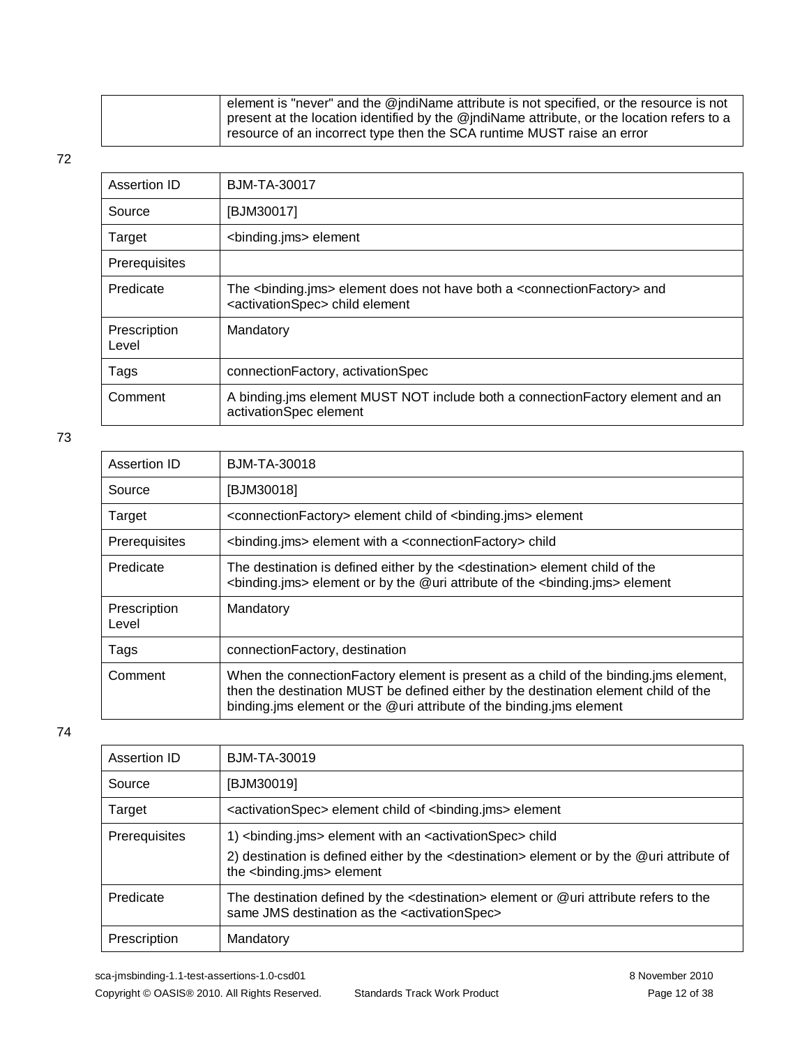| | |
|---|---|
| | element is "never" and the @jndiName attribute is not specified, or the resource is not present at the location identified by the @jndiName attribute, or the location refers to a resource of an incorrect type then the SCA runtime MUST raise an error |

72

| | |
|---|---|
| Assertion ID | BJM-TA-30017 |
| Source | [BJM30017] |
| Target | <binding.jms> element |
| Prerequisites | |
| Predicate | The <binding.jms> element does not have both a <connectionFactory> and <activationSpec> child element |
| Prescription Level | Mandatory |
| Tags | connectionFactory, activationSpec |
| Comment | A binding.jms element MUST NOT include both a connectionFactory element and an activationSpec element |

73

| | |
|---|---|
| Assertion ID | BJM-TA-30018 |
| Source | [BJM30018] |
| Target | <connectionFactory> element child of <binding.jms> element |
| Prerequisites | <binding.jms> element with a <connectionFactory> child |
| Predicate | The destination is defined either by the <destination> element child of the <binding.jms> element or by the @uri attribute of the <binding.jms> element |
| Prescription Level | Mandatory |
| Tags | connectionFactory, destination |
| Comment | When the connectionFactory element is present as a child of the binding.jms element, then the destination MUST be defined either by the destination element child of the binding.jms element or the @uri attribute of the binding.jms element |

74

| | |
|---|---|
| Assertion ID | BJM-TA-30019 |
| Source | [BJM30019] |
| Target | <activationSpec> element child of <binding.jms> element |
| Prerequisites | 1) <binding.jms> element with an <activationSpec> child<br>2) destination is defined either by the <destination> element or by the @uri attribute of the <binding.jms> element |
| Predicate | The destination defined by the <destination> element or @uri attribute refers to the same JMS destination as the <activationSpec> |
| Prescription | Mandatory |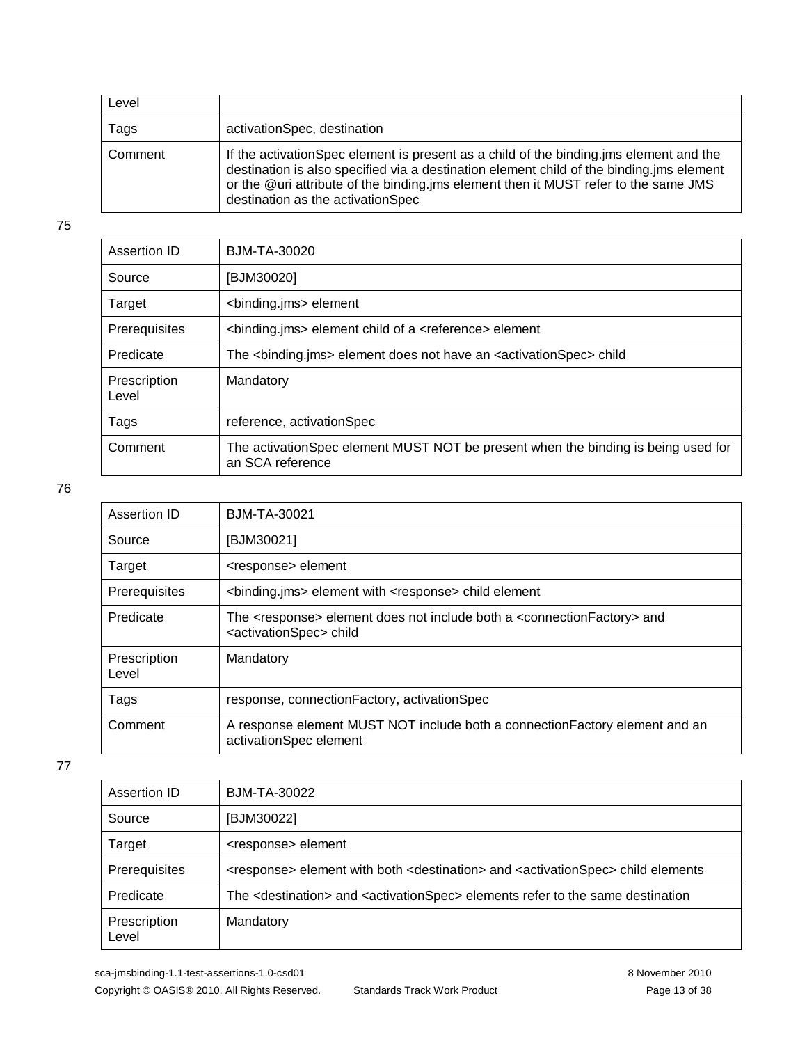| | |
|---|---|
| Level | |
| Tags | activationSpec, destination |
| Comment | If the activationSpec element is present as a child of the binding.jms element and the destination is also specified via a destination element child of the binding.jms element or the @uri attribute of the binding.jms element then it MUST refer to the same JMS destination as the activationSpec |

75

| | |
|---|---|
| Assertion ID | BJM-TA-30020 |
| Source | [BJM30020] |
| Target | <binding.jms> element |
| Prerequisites | <binding.jms> element child of a <reference> element |
| Predicate | The <binding.jms> element does not have an <activationSpec> child |
| Prescription Level | Mandatory |
| Tags | reference, activationSpec |
| Comment | The activationSpec element MUST NOT be present when the binding is being used for an SCA reference |

76

| | |
|---|---|
| Assertion ID | BJM-TA-30021 |
| Source | [BJM30021] |
| Target | <response> element |
| Prerequisites | <binding.jms> element with <response> child element |
| Predicate | The <response> element does not include both a <connectionFactory> and <activationSpec> child |
| Prescription Level | Mandatory |
| Tags | response, connectionFactory, activationSpec |
| Comment | A response element MUST NOT include both a connectionFactory element and an activationSpec element |

77

| | |
|---|---|
| Assertion ID | BJM-TA-30022 |
| Source | [BJM30022] |
| Target | <response> element |
| Prerequisites | <response> element with both <destination> and <activationSpec> child elements |
| Predicate | The <destination> and <activationSpec> elements refer to the same destination |
| Prescription Level | Mandatory |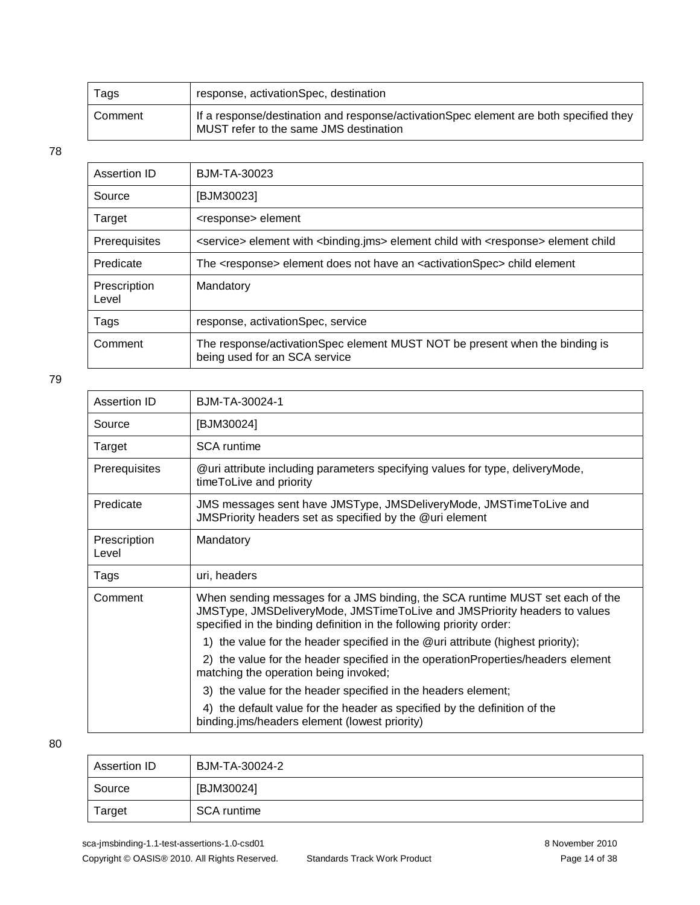| | |
|---|---|
| Tags | response, activationSpec, destination |
| Comment | If a response/destination and response/activationSpec element are both specified they MUST refer to the same JMS destination |

78

| | |
|---|---|
| Assertion ID | BJM-TA-30023 |
| Source | [BJM30023] |
| Target | <response> element |
| Prerequisites | <service> element with <binding.jms> element child with <response> element child |
| Predicate | The <response> element does not have an <activationSpec> child element |
| Prescription Level | Mandatory |
| Tags | response, activationSpec, service |
| Comment | The response/activationSpec element MUST NOT be present when the binding is being used for an SCA service |

79

| | |
|---|---|
| Assertion ID | BJM-TA-30024-1 |
| Source | [BJM30024] |
| Target | SCA runtime |
| Prerequisites | @uri attribute including parameters specifying values for type, deliveryMode, timeToLive and priority |
| Predicate | JMS messages sent have JMSType, JMSDeliveryMode, JMSTimeToLive and JMSPriority headers set as specified by the @uri element |
| Prescription Level | Mandatory |
| Tags | uri, headers |
| Comment | When sending messages for a JMS binding, the SCA runtime MUST set each of the JMSType, JMSDeliveryMode, JMSTimeToLive and JMSPriority headers to values specified in the binding definition in the following priority order:<br>1) the value for the header specified in the @uri attribute (highest priority);<br>2) the value for the header specified in the operationProperties/headers element matching the operation being invoked;<br>3) the value for the header specified in the headers element;<br>4) the default value for the header as specified by the definition of the binding.jms/headers element (lowest priority) |

80

| | |
|---|---|
| Assertion ID | BJM-TA-30024-2 |
| Source | [BJM30024] |
| Target | SCA runtime |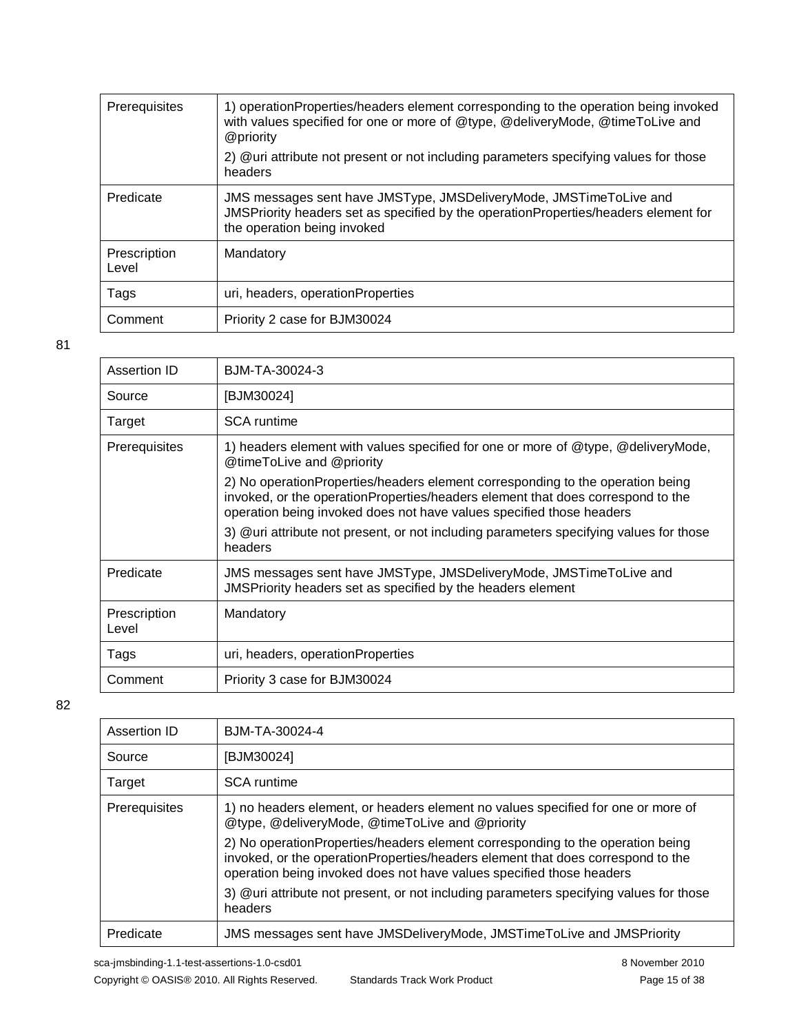| | |
|---|---|
| Prerequisites | 1) operationProperties/headers element corresponding to the operation being invoked with values specified for one or more of @type, @deliveryMode, @timeToLive and @priority<br>2) @uri attribute not present or not including parameters specifying values for those headers |
| Predicate | JMS messages sent have JMSType, JMSDeliveryMode, JMSTimeToLive and JMSPriority headers set as specified by the operationProperties/headers element for the operation being invoked |
| Prescription Level | Mandatory |
| Tags | uri, headers, operationProperties |
| Comment | Priority 2 case for BJM30024 |

81

| | |
|---|---|
| Assertion ID | BJM-TA-30024-3 |
| Source | [BJM30024] |
| Target | SCA runtime |
| Prerequisites | 1) headers element with values specified for one or more of @type, @deliveryMode, @timeToLive and @priority<br>2) No operationProperties/headers element corresponding to the operation being invoked, or the operationProperties/headers element that does correspond to the operation being invoked does not have values specified those headers<br>3) @uri attribute not present, or not including parameters specifying values for those headers |
| Predicate | JMS messages sent have JMSType, JMSDeliveryMode, JMSTimeToLive and JMSPriority headers set as specified by the headers element |
| Prescription Level | Mandatory |
| Tags | uri, headers, operationProperties |
| Comment | Priority 3 case for BJM30024 |

82

| | |
|---|---|
| Assertion ID | BJM-TA-30024-4 |
| Source | [BJM30024] |
| Target | SCA runtime |
| Prerequisites | 1) no headers element, or headers element no values specified for one or more of @type, @deliveryMode, @timeToLive and @priority<br>2) No operationProperties/headers element corresponding to the operation being invoked, or the operationProperties/headers element that does correspond to the operation being invoked does not have values specified those headers<br>3) @uri attribute not present, or not including parameters specifying values for those headers |
| Predicate | JMS messages sent have JMSDeliveryMode, JMSTimeToLive and JMSPriority |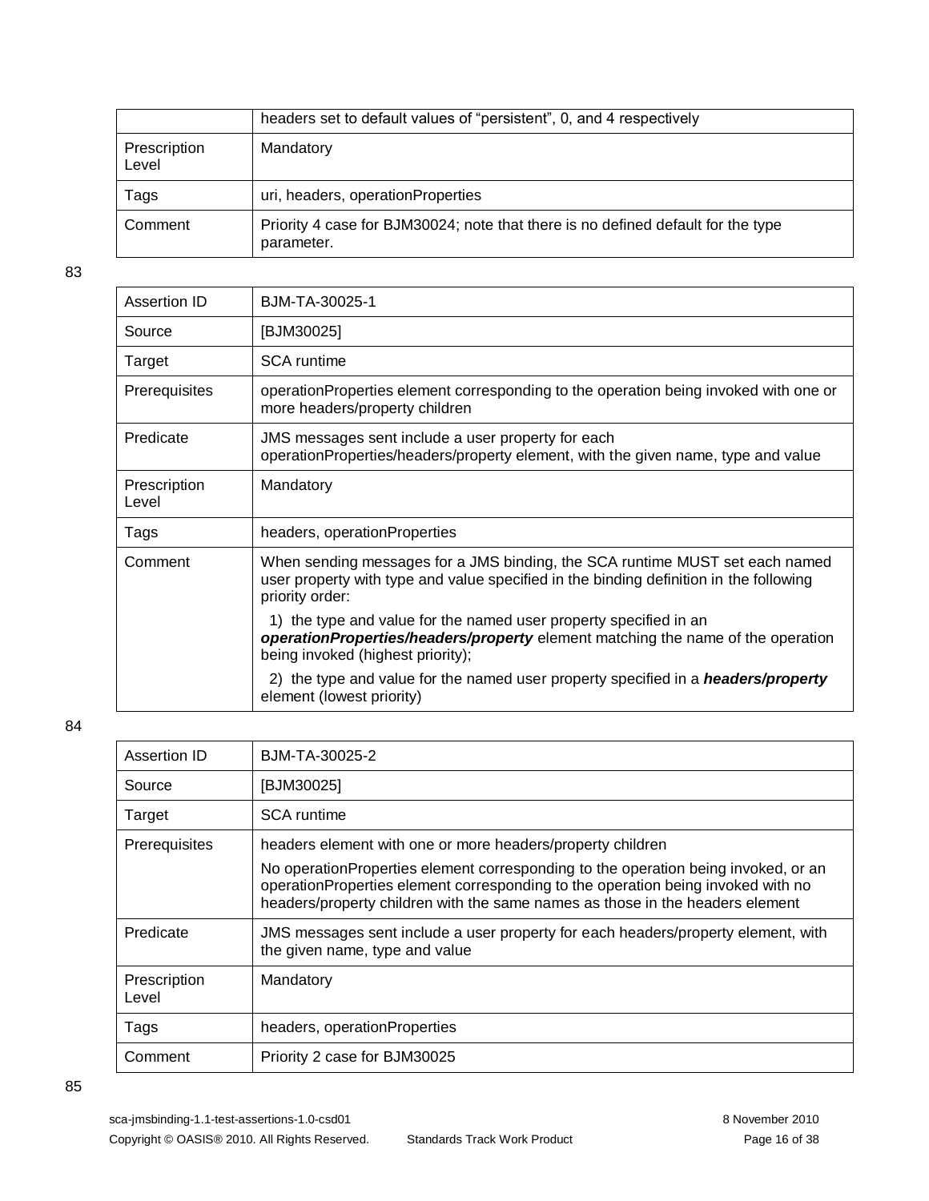| | |
|---|---|
| | headers set to default values of “persistent”, 0, and 4 respectively |
| Prescription Level | Mandatory |
| Tags | uri, headers, operationProperties |
| Comment | Priority 4 case for BJM30024; note that there is no defined default for the type parameter. |

83

| | |
|---|---|
| Assertion ID | BJM-TA-30025-1 |
| Source | [BJM30025] |
| Target | SCA runtime |
| Prerequisites | operationProperties element corresponding to the operation being invoked with one or more headers/property children |
| Predicate | JMS messages sent include a user property for each operationProperties/headers/property element, with the given name, type and value |
| Prescription Level | Mandatory |
| Tags | headers, operationProperties |
| Comment | When sending messages for a JMS binding, the SCA runtime MUST set each named user property with type and value specified in the binding definition in the following priority order:<br>1) the type and value for the named user property specified in an ***operationProperties/headers/property*** element matching the name of the operation being invoked (highest priority);<br>2) the type and value for the named user property specified in a ***headers/property*** element (lowest priority) |

84

| | |
|---|---|
| Assertion ID | BJM-TA-30025-2 |
| Source | [BJM30025] |
| Target | SCA runtime |
| Prerequisites | headers element with one or more headers/property children<br>No operationProperties element corresponding to the operation being invoked, or an operationProperties element corresponding to the operation being invoked with no headers/property children with the same names as those in the headers element |
| Predicate | JMS messages sent include a user property for each headers/property element, with the given name, type and value |
| Prescription Level | Mandatory |
| Tags | headers, operationProperties |
| Comment | Priority 2 case for BJM30025 |

85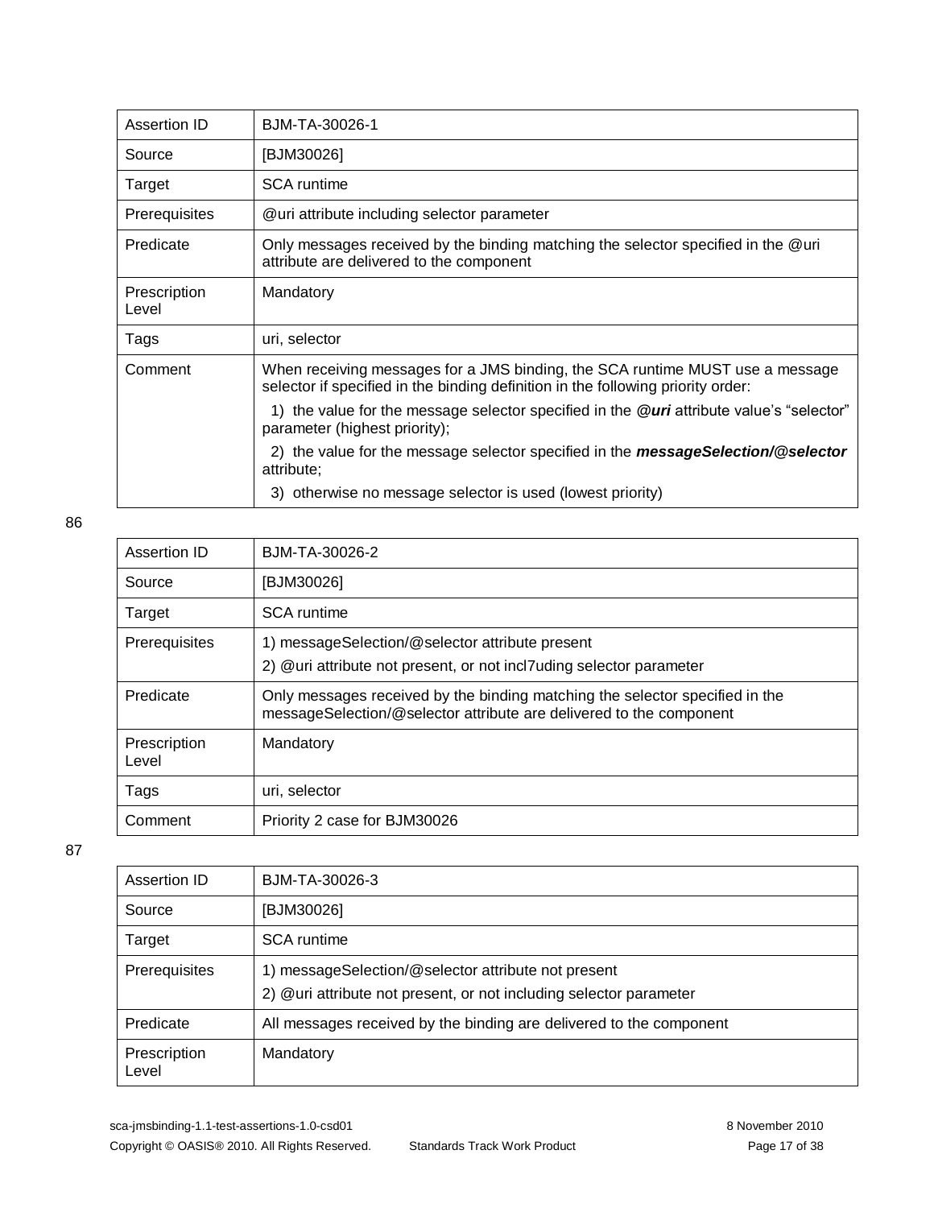| | |
|---|---|
| Assertion ID | BJM-TA-30026-1 |
| Source | [BJM30026] |
| Target | SCA runtime |
| Prerequisites | @uri attribute including selector parameter |
| Predicate | Only messages received by the binding matching the selector specified in the @uri attribute are delivered to the component |
| Prescription Level | Mandatory |
| Tags | uri, selector |
| Comment | When receiving messages for a JMS binding, the SCA runtime MUST use a message selector if specified in the binding definition in the following priority order:<br>1) the value for the message selector specified in the ***@uri*** attribute value's "selector" parameter (highest priority);<br>2) the value for the message selector specified in the ***messageSelection/@selector*** attribute;<br>3) otherwise no message selector is used (lowest priority) |

86

| | |
|---|---|
| Assertion ID | BJM-TA-30026-2 |
| Source | [BJM30026] |
| Target | SCA runtime |
| Prerequisites | 1) messageSelection/@selector attribute present<br>2) @uri attribute not present, or not incl7uding selector parameter |
| Predicate | Only messages received by the binding matching the selector specified in the messageSelection/@selector attribute are delivered to the component |
| Prescription Level | Mandatory |
| Tags | uri, selector |
| Comment | Priority 2 case for BJM30026 |

87

| | |
|---|---|
| Assertion ID | BJM-TA-30026-3 |
| Source | [BJM30026] |
| Target | SCA runtime |
| Prerequisites | 1) messageSelection/@selector attribute not present<br>2) @uri attribute not present, or not including selector parameter |
| Predicate | All messages received by the binding are delivered to the component |
| Prescription Level | Mandatory |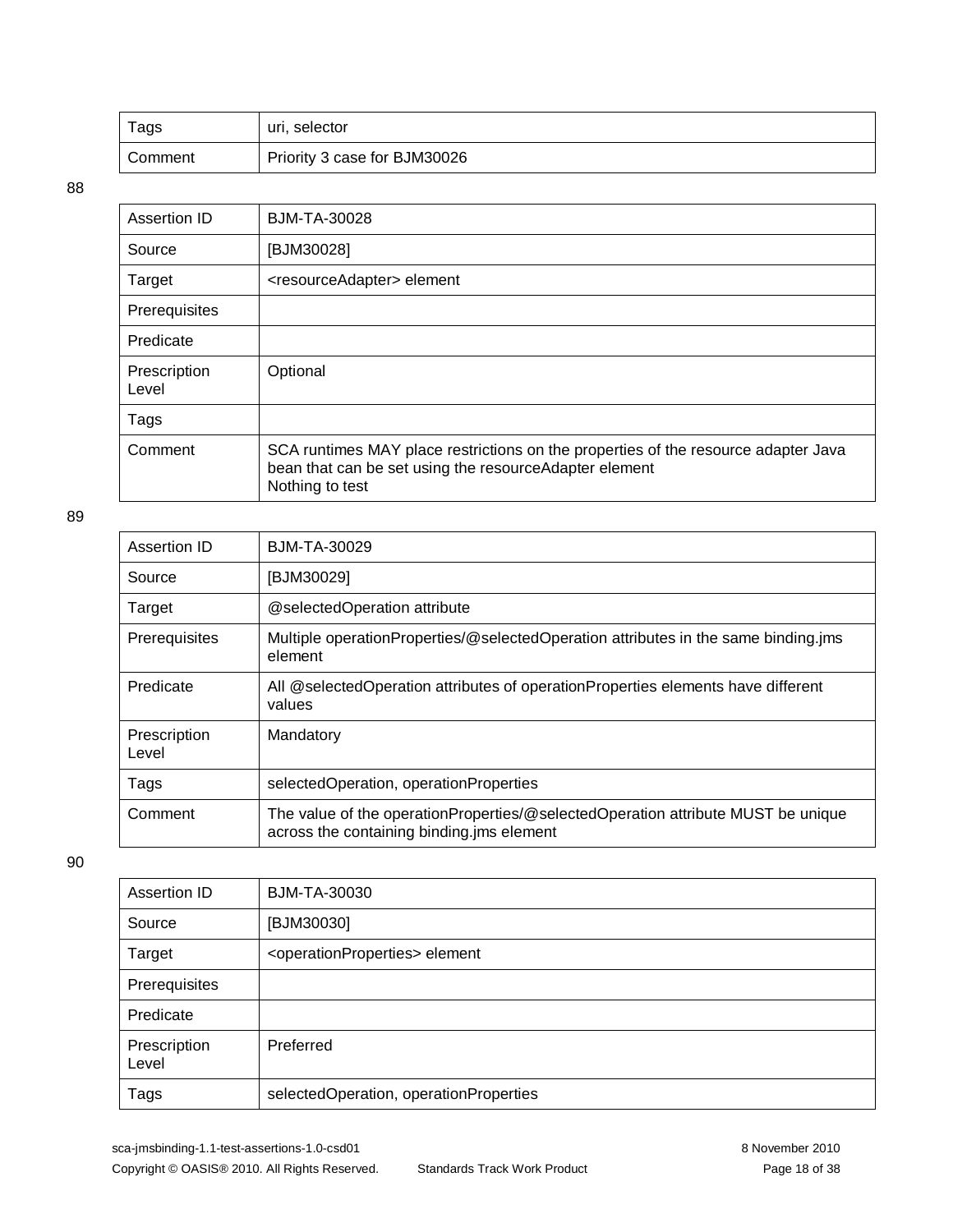| | |
|---|---|
| Tags | uri, selector |
| Comment | Priority 3 case for BJM30026 |

88

| | |
|---|---|
| Assertion ID | BJM-TA-30028 |
| Source | [BJM30028] |
| Target | <resourceAdapter> element |
| Prerequisites | |
| Predicate | |
| Prescription Level | Optional |
| Tags | |
| Comment | SCA runtimes MAY place restrictions on the properties of the resource adapter Java bean that can be set using the resourceAdapter element<br>Nothing to test |

89

| | |
|---|---|
| Assertion ID | BJM-TA-30029 |
| Source | [BJM30029] |
| Target | @selectedOperation attribute |
| Prerequisites | Multiple operationProperties/@selectedOperation attributes in the same binding.jms element |
| Predicate | All @selectedOperation attributes of operationProperties elements have different values |
| Prescription Level | Mandatory |
| Tags | selectedOperation, operationProperties |
| Comment | The value of the operationProperties/@selectedOperation attribute MUST be unique across the containing binding.jms element |

90

| | |
|---|---|
| Assertion ID | BJM-TA-30030 |
| Source | [BJM30030] |
| Target | <operationProperties> element |
| Prerequisites | |
| Predicate | |
| Prescription Level | Preferred |
| Tags | selectedOperation, operationProperties |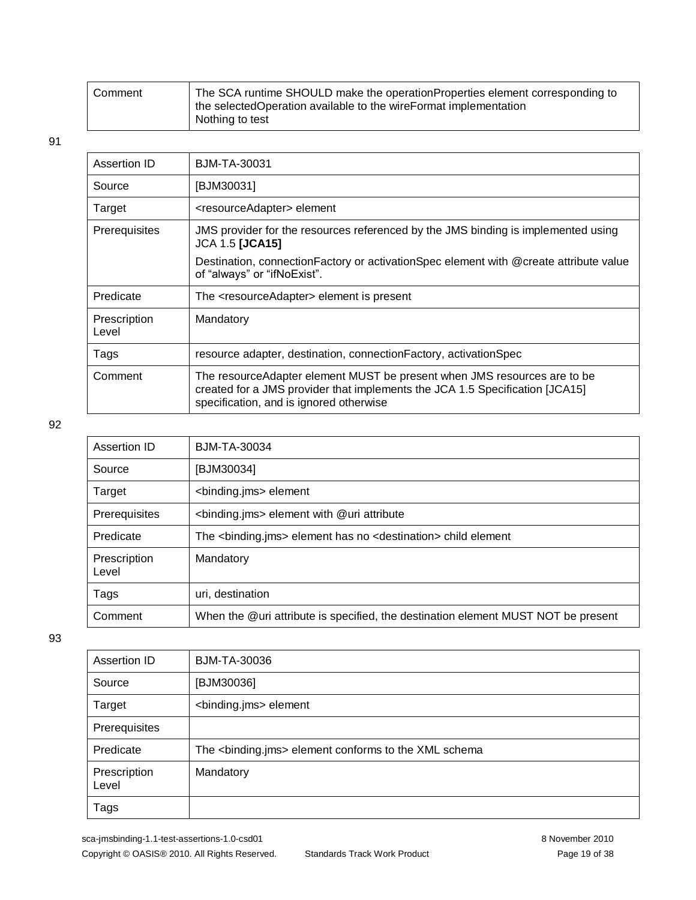| | |
|---|---|
| Comment | The SCA runtime SHOULD make the operationProperties element corresponding to the selectedOperation available to the wireFormat implementation<br>Nothing to test |

91

| | |
|---|---|
| Assertion ID | BJM-TA-30031 |
| Source | [BJM30031] |
| Target | <resourceAdapter> element |
| Prerequisites | JMS provider for the resources referenced by the JMS binding is implemented using JCA 1.5 **[JCA15]**<br>Destination, connectionFactory or activationSpec element with @create attribute value of "always" or "ifNoExist". |
| Predicate | The <resourceAdapter> element is present |
| Prescription Level | Mandatory |
| Tags | resource adapter, destination, connectionFactory, activationSpec |
| Comment | The resourceAdapter element MUST be present when JMS resources are to be created for a JMS provider that implements the JCA 1.5 Specification [JCA15] specification, and is ignored otherwise |

92

| | |
|---|---|
| Assertion ID | BJM-TA-30034 |
| Source | [BJM30034] |
| Target | <binding.jms> element |
| Prerequisites | <binding.jms> element with @uri attribute |
| Predicate | The <binding.jms> element has no <destination> child element |
| Prescription Level | Mandatory |
| Tags | uri, destination |
| Comment | When the @uri attribute is specified, the destination element MUST NOT be present |

93

| | |
|---|---|
| Assertion ID | BJM-TA-30036 |
| Source | [BJM30036] |
| Target | <binding.jms> element |
| Prerequisites | |
| Predicate | The <binding.jms> element conforms to the XML schema |
| Prescription Level | Mandatory |
| Tags | |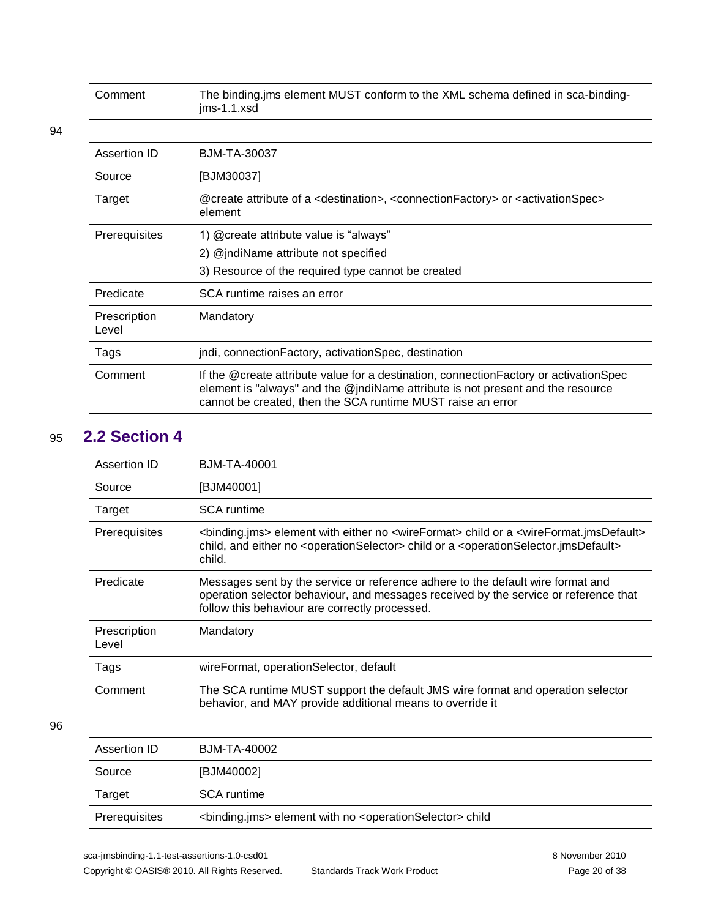| | |
|---|---|
| Comment | The binding.jms element MUST conform to the XML schema defined in sca-binding-jms-1.1.xsd |

94

| | |
|---|---|
| Assertion ID | BJM-TA-30037 |
| Source | [BJM30037] |
| Target | @create attribute of a <destination>, <connectionFactory> or <activationSpec> element |
| Prerequisites | 1) @create attribute value is "always"<br>2) @jndiName attribute not specified<br>3) Resource of the required type cannot be created |
| Predicate | SCA runtime raises an error |
| Prescription Level | Mandatory |
| Tags | jndi, connectionFactory, activationSpec, destination |
| Comment | If the @create attribute value for a destination, connectionFactory or activationSpec element is "always" and the @jndiName attribute is not present and the resource cannot be created, then the SCA runtime MUST raise an error |

95

## 2.2 Section 4

| | |
|---|---|
| Assertion ID | BJM-TA-40001 |
| Source | [BJM40001] |
| Target | SCA runtime |
| Prerequisites | <binding.jms> element with either no <wireFormat> child or a <wireFormat.jmsDefault> child, and either no <operationSelector> child or a <operationSelector.jmsDefault> child. |
| Predicate | Messages sent by the service or reference adhere to the default wire format and operation selector behaviour, and messages received by the service or reference that follow this behaviour are correctly processed. |
| Prescription Level | Mandatory |
| Tags | wireFormat, operationSelector, default |
| Comment | The SCA runtime MUST support the default JMS wire format and operation selector behavior, and MAY provide additional means to override it |

96

| | |
|---|---|
| Assertion ID | BJM-TA-40002 |
| Source | [BJM40002] |
| Target | SCA runtime |
| Prerequisites | <binding.jms> element with no <operationSelector> child |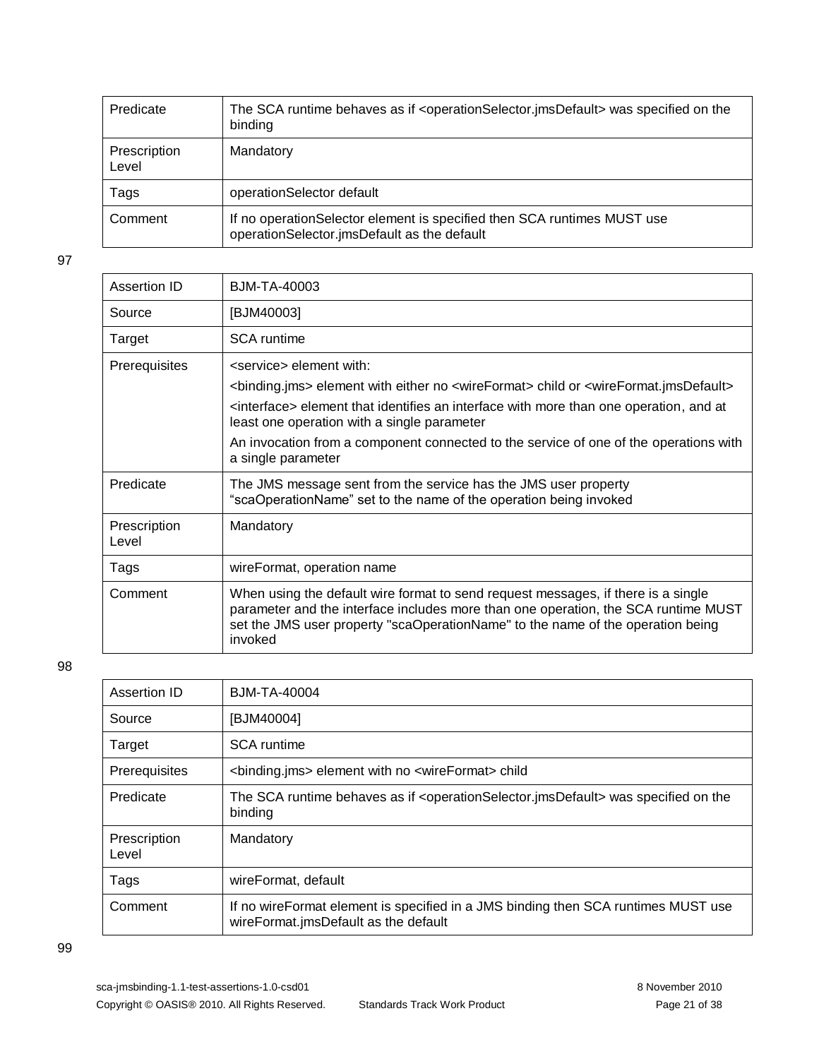| | |
|---|---|
| Predicate | The SCA runtime behaves as if <operationSelector.jmsDefault> was specified on the binding |
| Prescription Level | Mandatory |
| Tags | operationSelector default |
| Comment | If no operationSelector element is specified then SCA runtimes MUST use operationSelector.jmsDefault as the default |

97

| | |
|---|---|
| Assertion ID | BJM-TA-40003 |
| Source | [BJM40003] |
| Target | SCA runtime |
| Prerequisites | <service> element with:<br><binding.jms> element with either no <wireFormat> child or <wireFormat.jmsDefault><br><interface> element that identifies an interface with more than one operation, and at least one operation with a single parameter<br>An invocation from a component connected to the service of one of the operations with a single parameter |
| Predicate | The JMS message sent from the service has the JMS user property “scaOperationName” set to the name of the operation being invoked |
| Prescription Level | Mandatory |
| Tags | wireFormat, operation name |
| Comment | When using the default wire format to send request messages, if there is a single parameter and the interface includes more than one operation, the SCA runtime MUST set the JMS user property "scaOperationName" to the name of the operation being invoked |

98

| | |
|---|---|
| Assertion ID | BJM-TA-40004 |
| Source | [BJM40004] |
| Target | SCA runtime |
| Prerequisites | <binding.jms> element with no <wireFormat> child |
| Predicate | The SCA runtime behaves as if <operationSelector.jmsDefault> was specified on the binding |
| Prescription Level | Mandatory |
| Tags | wireFormat, default |
| Comment | If no wireFormat element is specified in a JMS binding then SCA runtimes MUST use wireFormat.jmsDefault as the default |

99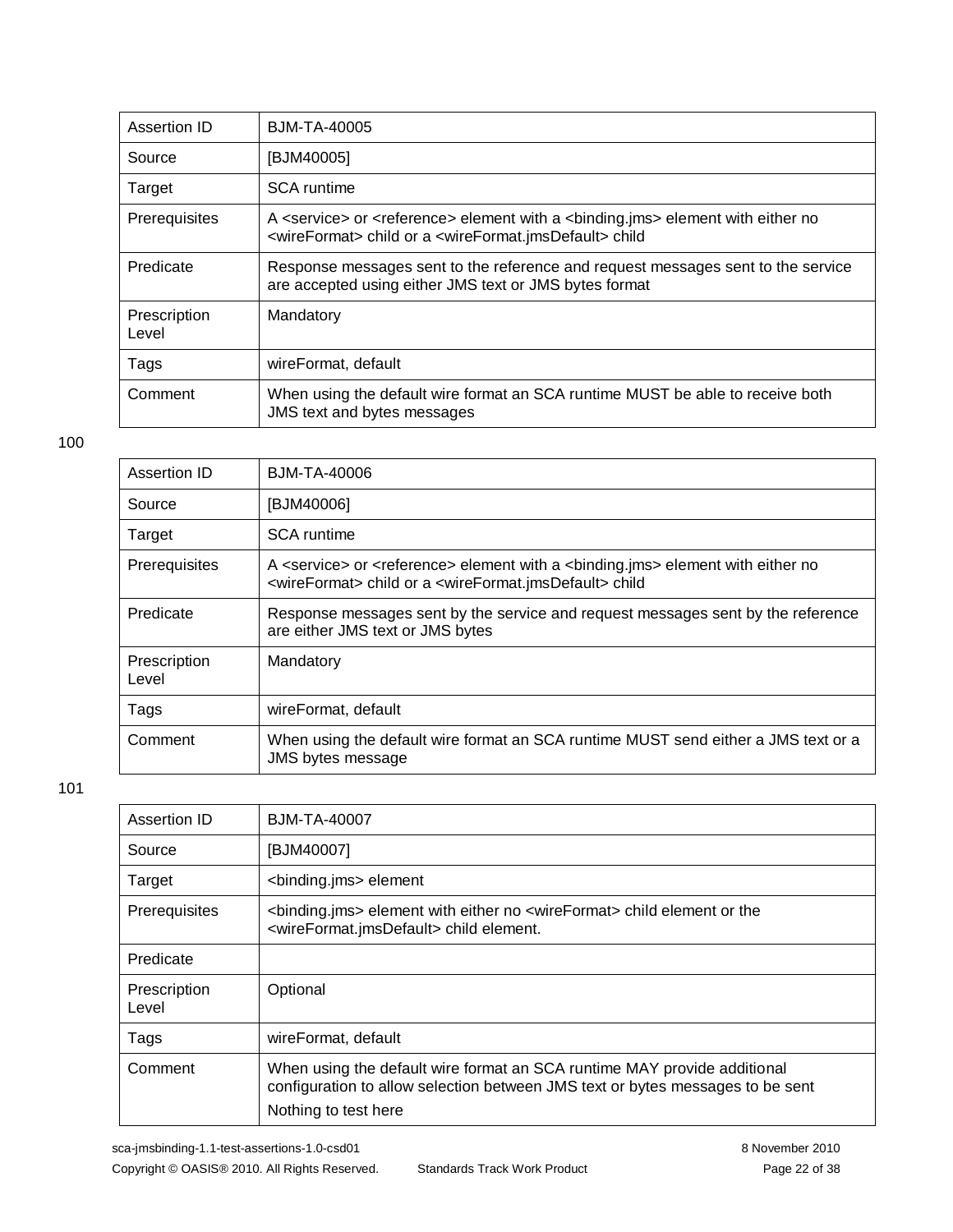| | |
|---|---|
| Assertion ID | BJM-TA-40005 |
| Source | [BJM40005] |
| Target | SCA runtime |
| Prerequisites | A <service> or <reference> element with a <binding.jms> element with either no <wireFormat> child or a <wireFormat.jmsDefault> child |
| Predicate | Response messages sent to the reference and request messages sent to the service are accepted using either JMS text or JMS bytes format |
| Prescription Level | Mandatory |
| Tags | wireFormat, default |
| Comment | When using the default wire format an SCA runtime MUST be able to receive both JMS text and bytes messages |

100

| | |
|---|---|
| Assertion ID | BJM-TA-40006 |
| Source | [BJM40006] |
| Target | SCA runtime |
| Prerequisites | A <service> or <reference> element with a <binding.jms> element with either no <wireFormat> child or a <wireFormat.jmsDefault> child |
| Predicate | Response messages sent by the service and request messages sent by the reference are either JMS text or JMS bytes |
| Prescription Level | Mandatory |
| Tags | wireFormat, default |
| Comment | When using the default wire format an SCA runtime MUST send either a JMS text or a JMS bytes message |

101

| | |
|---|---|
| Assertion ID | BJM-TA-40007 |
| Source | [BJM40007] |
| Target | <binding.jms> element |
| Prerequisites | <binding.jms> element with either no <wireFormat> child element or the <wireFormat.jmsDefault> child element. |
| Predicate | |
| Prescription Level | Optional |
| Tags | wireFormat, default |
| Comment | When using the default wire format an SCA runtime MAY provide additional configuration to allow selection between JMS text or bytes messages to be sent<br>Nothing to test here |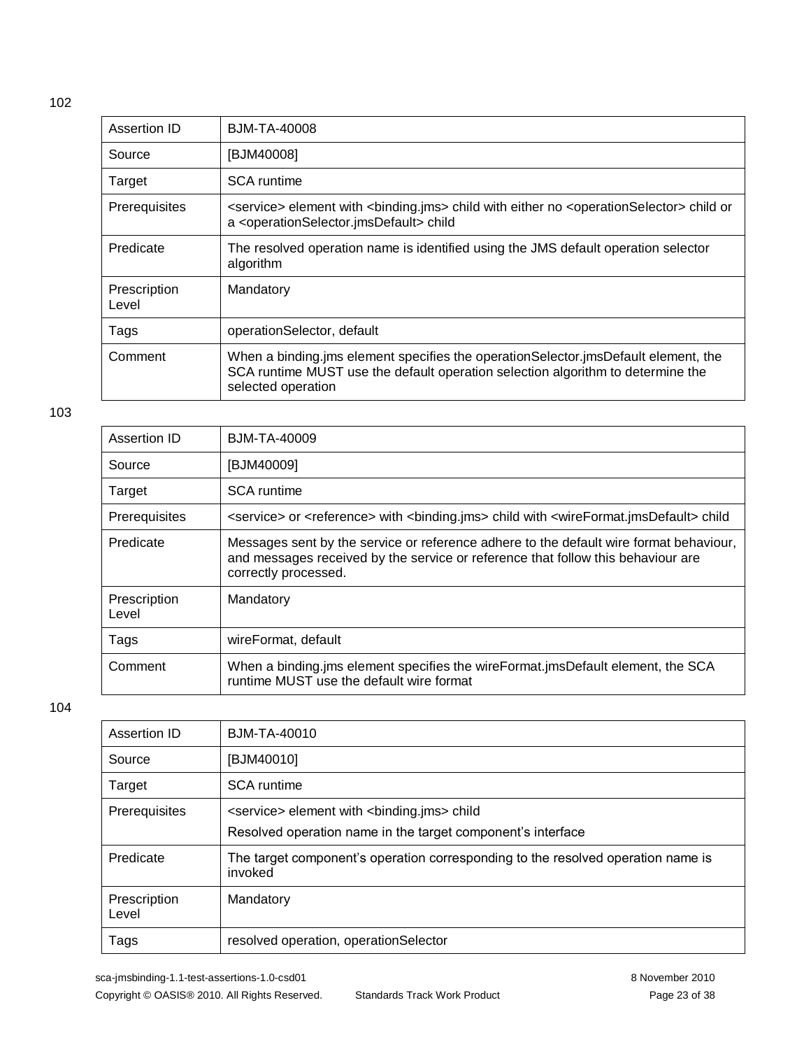102

| | |
|---|---|
| Assertion ID | BJM-TA-40008 |
| Source | [BJM40008] |
| Target | SCA runtime |
| Prerequisites | <service> element with <binding.jms> child with either no <operationSelector> child or a <operationSelector.jmsDefault> child |
| Predicate | The resolved operation name is identified using the JMS default operation selector algorithm |
| Prescription Level | Mandatory |
| Tags | operationSelector, default |
| Comment | When a binding.jms element specifies the operationSelector.jmsDefault element, the SCA runtime MUST use the default operation selection algorithm to determine the selected operation |

103

| | |
|---|---|
| Assertion ID | BJM-TA-40009 |
| Source | [BJM40009] |
| Target | SCA runtime |
| Prerequisites | <service> or <reference> with <binding.jms> child with <wireFormat.jmsDefault> child |
| Predicate | Messages sent by the service or reference adhere to the default wire format behaviour, and messages received by the service or reference that follow this behaviour are correctly processed. |
| Prescription Level | Mandatory |
| Tags | wireFormat, default |
| Comment | When a binding.jms element specifies the wireFormat.jmsDefault element, the SCA runtime MUST use the default wire format |

104

| | |
|---|---|
| Assertion ID | BJM-TA-40010 |
| Source | [BJM40010] |
| Target | SCA runtime |
| Prerequisites | <service> element with <binding.jms> child<br>Resolved operation name in the target component's interface |
| Predicate | The target component's operation corresponding to the resolved operation name is invoked |
| Prescription Level | Mandatory |
| Tags | resolved operation, operationSelector |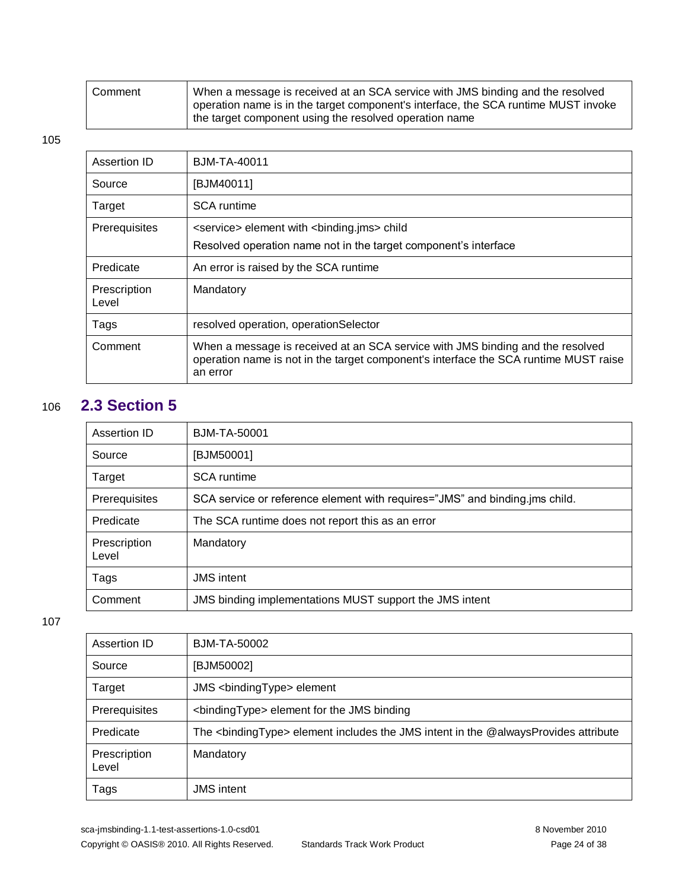| Comment | When a message is received at an SCA service with JMS binding and the resolved operation name is in the target component's interface, the SCA runtime MUST invoke the target component using the resolved operation name |
|---|---|

105

| Assertion ID | BJM-TA-40011 |
|---|---|
| Source | [BJM40011] |
| Target | SCA runtime |
| Prerequisites | <service> element with <binding.jms> child<br>Resolved operation name not in the target component's interface |
| Predicate | An error is raised by the SCA runtime |
| Prescription Level | Mandatory |
| Tags | resolved operation, operationSelector |
| Comment | When a message is received at an SCA service with JMS binding and the resolved operation name is not in the target component's interface the SCA runtime MUST raise an error |

106

## 2.3 Section 5

| Assertion ID | BJM-TA-50001 |
|---|---|
| Source | [BJM50001] |
| Target | SCA runtime |
| Prerequisites | SCA service or reference element with requires="JMS" and binding.jms child. |
| Predicate | The SCA runtime does not report this as an error |
| Prescription Level | Mandatory |
| Tags | JMS intent |
| Comment | JMS binding implementations MUST support the JMS intent |

107

| Assertion ID | BJM-TA-50002 |
|---|---|
| Source | [BJM50002] |
| Target | JMS <bindingType> element |
| Prerequisites | <bindingType> element for the JMS binding |
| Predicate | The <bindingType> element includes the JMS intent in the @alwaysProvides attribute |
| Prescription Level | Mandatory |
| Tags | JMS intent |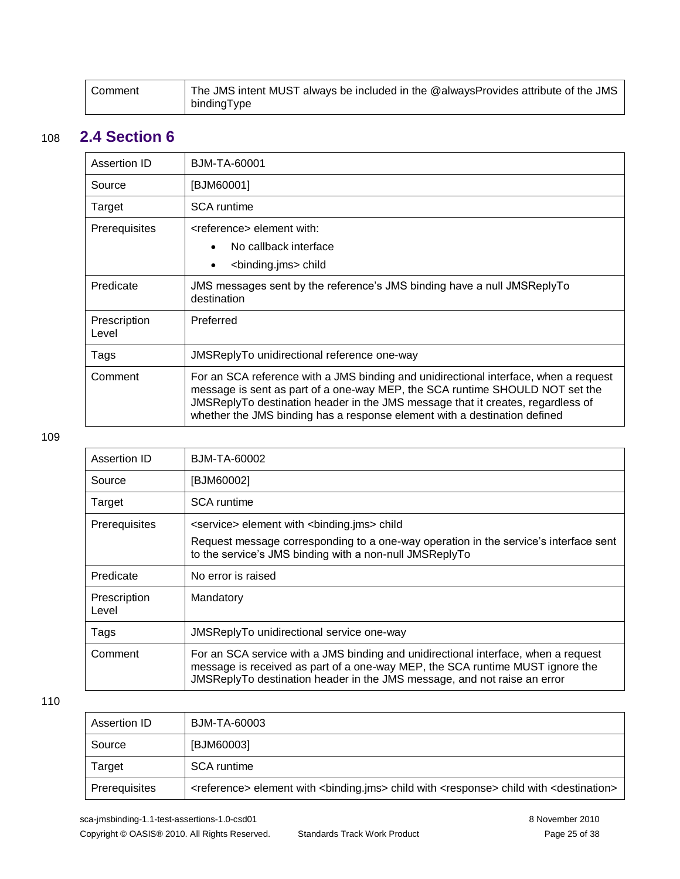| | |
|---|---|
| Comment | The JMS intent MUST always be included in the @alwaysProvides attribute of the JMS bindingType |

## 2.4 Section 6

| | |
|---|---|
| Assertion ID | BJM-TA-60001 |
| Source | [BJM60001] |
| Target | SCA runtime |
| Prerequisites | <reference> element with:<br>• No callback interface<br>• <binding.jms> child |
| Predicate | JMS messages sent by the reference's JMS binding have a null JMSReplyTo destination |
| Prescription Level | Preferred |
| Tags | JMSReplyTo unidirectional reference one-way |
| Comment | For an SCA reference with a JMS binding and unidirectional interface, when a request message is sent as part of a one-way MEP, the SCA runtime SHOULD NOT set the JMSReplyTo destination header in the JMS message that it creates, regardless of whether the JMS binding has a response element with a destination defined |

| | |
|---|---|
| Assertion ID | BJM-TA-60002 |
| Source | [BJM60002] |
| Target | SCA runtime |
| Prerequisites | <service> element with <binding.jms> child<br>Request message corresponding to a one-way operation in the service's interface sent to the service's JMS binding with a non-null JMSReplyTo |
| Predicate | No error is raised |
| Prescription Level | Mandatory |
| Tags | JMSReplyTo unidirectional service one-way |
| Comment | For an SCA service with a JMS binding and unidirectional interface, when a request message is received as part of a one-way MEP, the SCA runtime MUST ignore the JMSReplyTo destination header in the JMS message, and not raise an error |

| | |
|---|---|
| Assertion ID | BJM-TA-60003 |
| Source | [BJM60003] |
| Target | SCA runtime |
| Prerequisites | <reference> element with <binding.jms> child with <response> child with <destination> |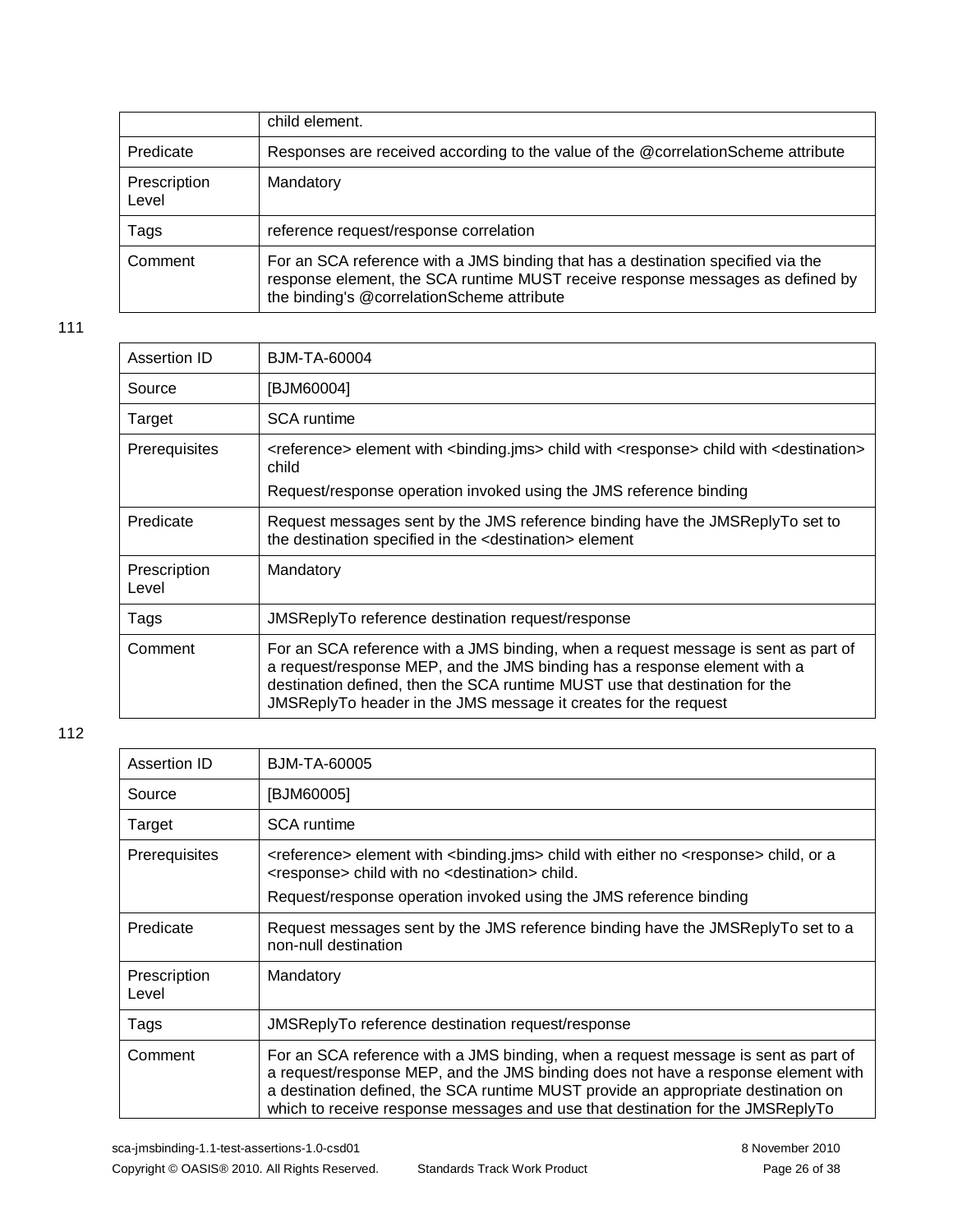| | |
|---|---|
| | child element. |
| Predicate | Responses are received according to the value of the @correlationScheme attribute |
| Prescription Level | Mandatory |
| Tags | reference request/response correlation |
| Comment | For an SCA reference with a JMS binding that has a destination specified via the response element, the SCA runtime MUST receive response messages as defined by the binding's @correlationScheme attribute |

111

| | |
|---|---|
| Assertion ID | BJM-TA-60004 |
| Source | [BJM60004] |
| Target | SCA runtime |
| Prerequisites | <reference> element with <binding.jms> child with <response> child with <destination> child<br>Request/response operation invoked using the JMS reference binding |
| Predicate | Request messages sent by the JMS reference binding have the JMSReplyTo set to the destination specified in the <destination> element |
| Prescription Level | Mandatory |
| Tags | JMSReplyTo reference destination request/response |
| Comment | For an SCA reference with a JMS binding, when a request message is sent as part of a request/response MEP, and the JMS binding has a response element with a destination defined, then the SCA runtime MUST use that destination for the JMSReplyTo header in the JMS message it creates for the request |

112

| | |
|---|---|
| Assertion ID | BJM-TA-60005 |
| Source | [BJM60005] |
| Target | SCA runtime |
| Prerequisites | <reference> element with <binding.jms> child with either no <response> child, or a <response> child with no <destination> child.<br>Request/response operation invoked using the JMS reference binding |
| Predicate | Request messages sent by the JMS reference binding have the JMSReplyTo set to a non-null destination |
| Prescription Level | Mandatory |
| Tags | JMSReplyTo reference destination request/response |
| Comment | For an SCA reference with a JMS binding, when a request message is sent as part of a request/response MEP, and the JMS binding does not have a response element with a destination defined, the SCA runtime MUST provide an appropriate destination on which to receive response messages and use that destination for the JMSReplyTo |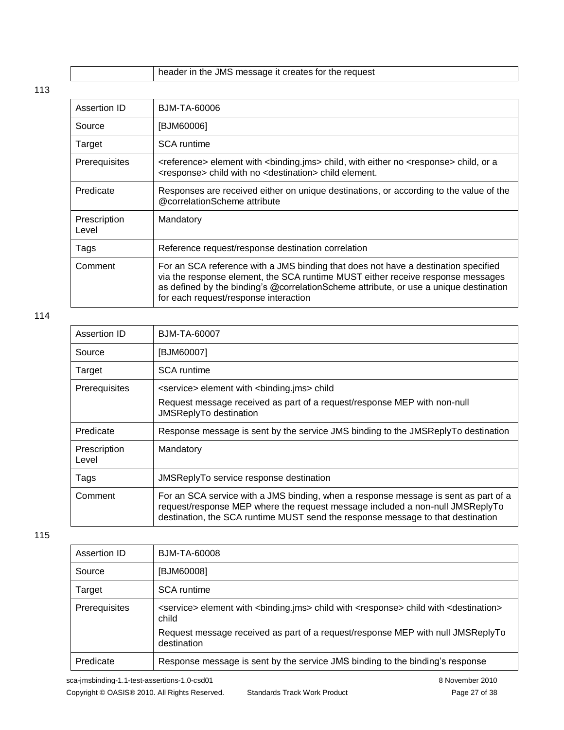| | |
|---|---|
| | header in the JMS message it creates for the request |

113

| | |
|---|---|
| Assertion ID | BJM-TA-60006 |
| Source | [BJM60006] |
| Target | SCA runtime |
| Prerequisites | <reference> element with <binding.jms> child, with either no <response> child, or a <response> child with no <destination> child element. |
| Predicate | Responses are received either on unique destinations, or according to the value of the @correlationScheme attribute |
| Prescription Level | Mandatory |
| Tags | Reference request/response destination correlation |
| Comment | For an SCA reference with a JMS binding that does not have a destination specified via the response element, the SCA runtime MUST either receive response messages as defined by the binding's @correlationScheme attribute, or use a unique destination for each request/response interaction |

114

| | |
|---|---|
| Assertion ID | BJM-TA-60007 |
| Source | [BJM60007] |
| Target | SCA runtime |
| Prerequisites | <service> element with <binding.jms> child<br>Request message received as part of a request/response MEP with non-null JMSReplyTo destination |
| Predicate | Response message is sent by the service JMS binding to the JMSReplyTo destination |
| Prescription Level | Mandatory |
| Tags | JMSReplyTo service response destination |
| Comment | For an SCA service with a JMS binding, when a response message is sent as part of a request/response MEP where the request message included a non-null JMSReplyTo destination, the SCA runtime MUST send the response message to that destination |

115

| | |
|---|---|
| Assertion ID | BJM-TA-60008 |
| Source | [BJM60008] |
| Target | SCA runtime |
| Prerequisites | <service> element with <binding.jms> child with <response> child with <destination> child<br>Request message received as part of a request/response MEP with null JMSReplyTo destination |
| Predicate | Response message is sent by the service JMS binding to the binding's response |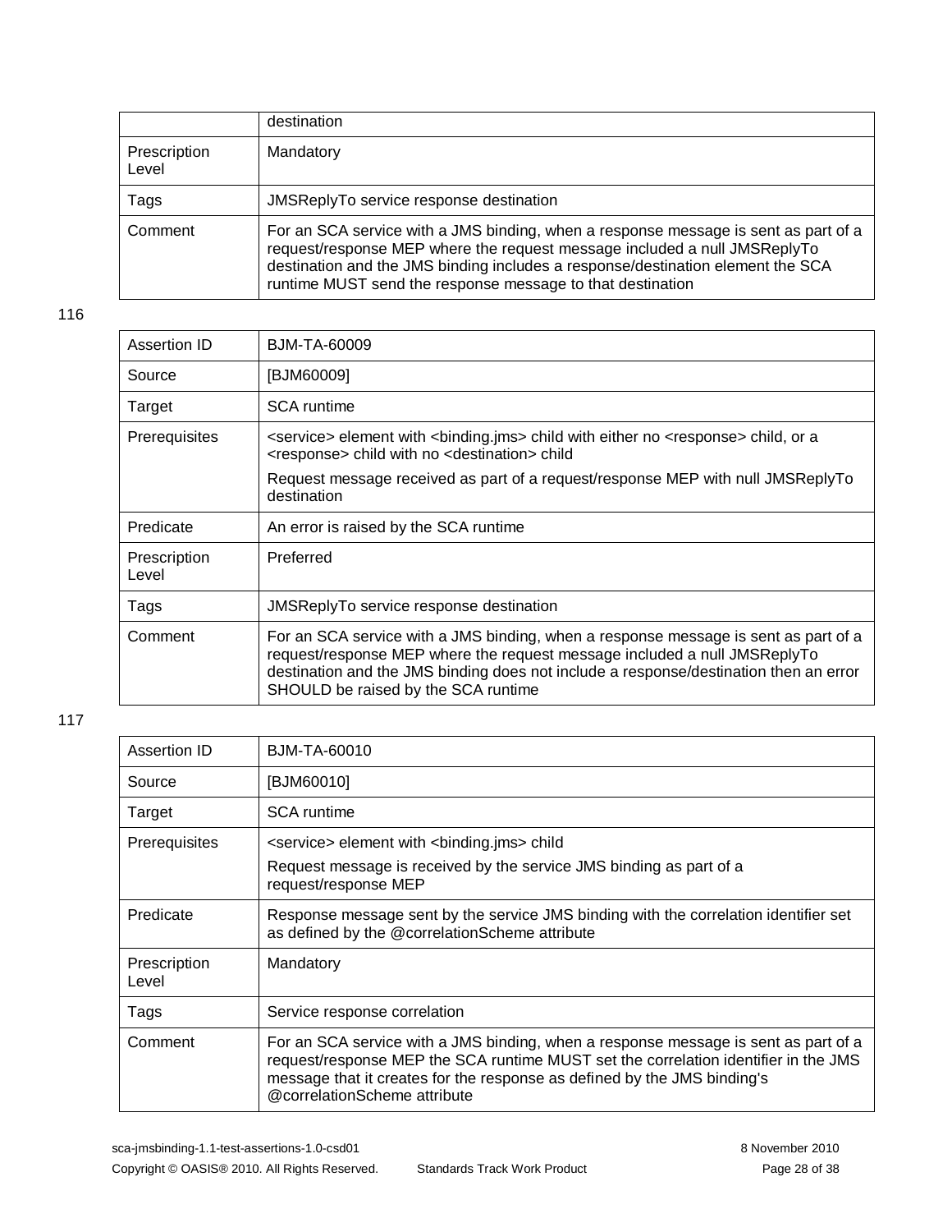| | |
|---|---|
| | destination |
| Prescription Level | Mandatory |
| Tags | JMSReplyTo service response destination |
| Comment | For an SCA service with a JMS binding, when a response message is sent as part of a request/response MEP where the request message included a null JMSReplyTo destination and the JMS binding includes a response/destination element the SCA runtime MUST send the response message to that destination |

116

| | |
|---|---|
| Assertion ID | BJM-TA-60009 |
| Source | [BJM60009] |
| Target | SCA runtime |
| Prerequisites | <service> element with <binding.jms> child with either no <response> child, or a <response> child with no <destination> child<br>Request message received as part of a request/response MEP with null JMSReplyTo destination |
| Predicate | An error is raised by the SCA runtime |
| Prescription Level | Preferred |
| Tags | JMSReplyTo service response destination |
| Comment | For an SCA service with a JMS binding, when a response message is sent as part of a request/response MEP where the request message included a null JMSReplyTo destination and the JMS binding does not include a response/destination then an error SHOULD be raised by the SCA runtime |

117

| | |
|---|---|
| Assertion ID | BJM-TA-60010 |
| Source | [BJM60010] |
| Target | SCA runtime |
| Prerequisites | <service> element with <binding.jms> child<br>Request message is received by the service JMS binding as part of a request/response MEP |
| Predicate | Response message sent by the service JMS binding with the correlation identifier set as defined by the @correlationScheme attribute |
| Prescription Level | Mandatory |
| Tags | Service response correlation |
| Comment | For an SCA service with a JMS binding, when a response message is sent as part of a request/response MEP the SCA runtime MUST set the correlation identifier in the JMS message that it creates for the response as defined by the JMS binding's @correlationScheme attribute |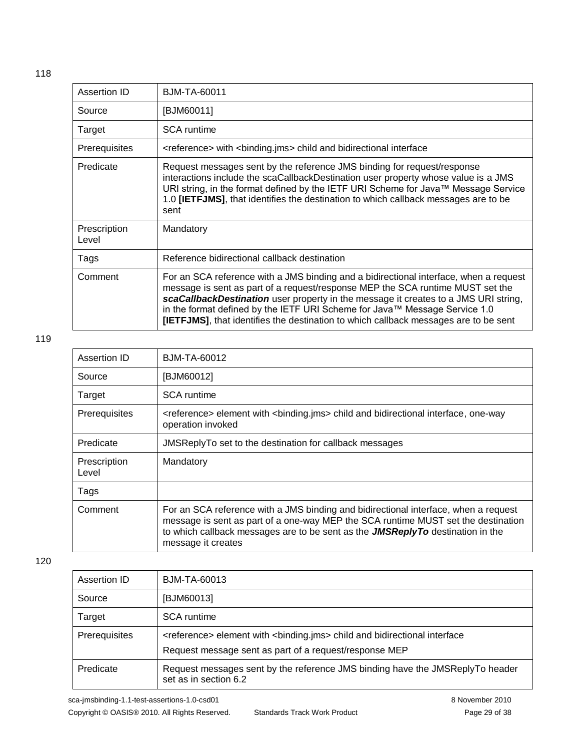118

| | |
|---|---|
| Assertion ID | BJM-TA-60011 |
| Source | [BJM60011] |
| Target | SCA runtime |
| Prerequisites | <reference> with <binding.jms> child and bidirectional interface |
| Predicate | Request messages sent by the reference JMS binding for request/response interactions include the scaCallbackDestination user property whose value is a JMS URI string, in the format defined by the IETF URI Scheme for Java™ Message Service 1.0 **[IETFJMS]**, that identifies the destination to which callback messages are to be sent |
| Prescription Level | Mandatory |
| Tags | Reference bidirectional callback destination |
| Comment | For an SCA reference with a JMS binding and a bidirectional interface, when a request message is sent as part of a request/response MEP the SCA runtime MUST set the ***scaCallbackDestination*** user property in the message it creates to a JMS URI string, in the format defined by the IETF URI Scheme for Java™ Message Service 1.0 **[IETFJMS]**, that identifies the destination to which callback messages are to be sent |

119

| | |
|---|---|
| Assertion ID | BJM-TA-60012 |
| Source | [BJM60012] |
| Target | SCA runtime |
| Prerequisites | <reference> element with <binding.jms> child and bidirectional interface, one-way operation invoked |
| Predicate | JMSReplyTo set to the destination for callback messages |
| Prescription Level | Mandatory |
| Tags | |
| Comment | For an SCA reference with a JMS binding and bidirectional interface, when a request message is sent as part of a one-way MEP the SCA runtime MUST set the destination to which callback messages are to be sent as the ***JMSReplyTo*** destination in the message it creates |

120

| | |
|---|---|
| Assertion ID | BJM-TA-60013 |
| Source | [BJM60013] |
| Target | SCA runtime |
| Prerequisites | <reference> element with <binding.jms> child and bidirectional interface<br>Request message sent as part of a request/response MEP |
| Predicate | Request messages sent by the reference JMS binding have the JMSReplyTo header set as in section 6.2 |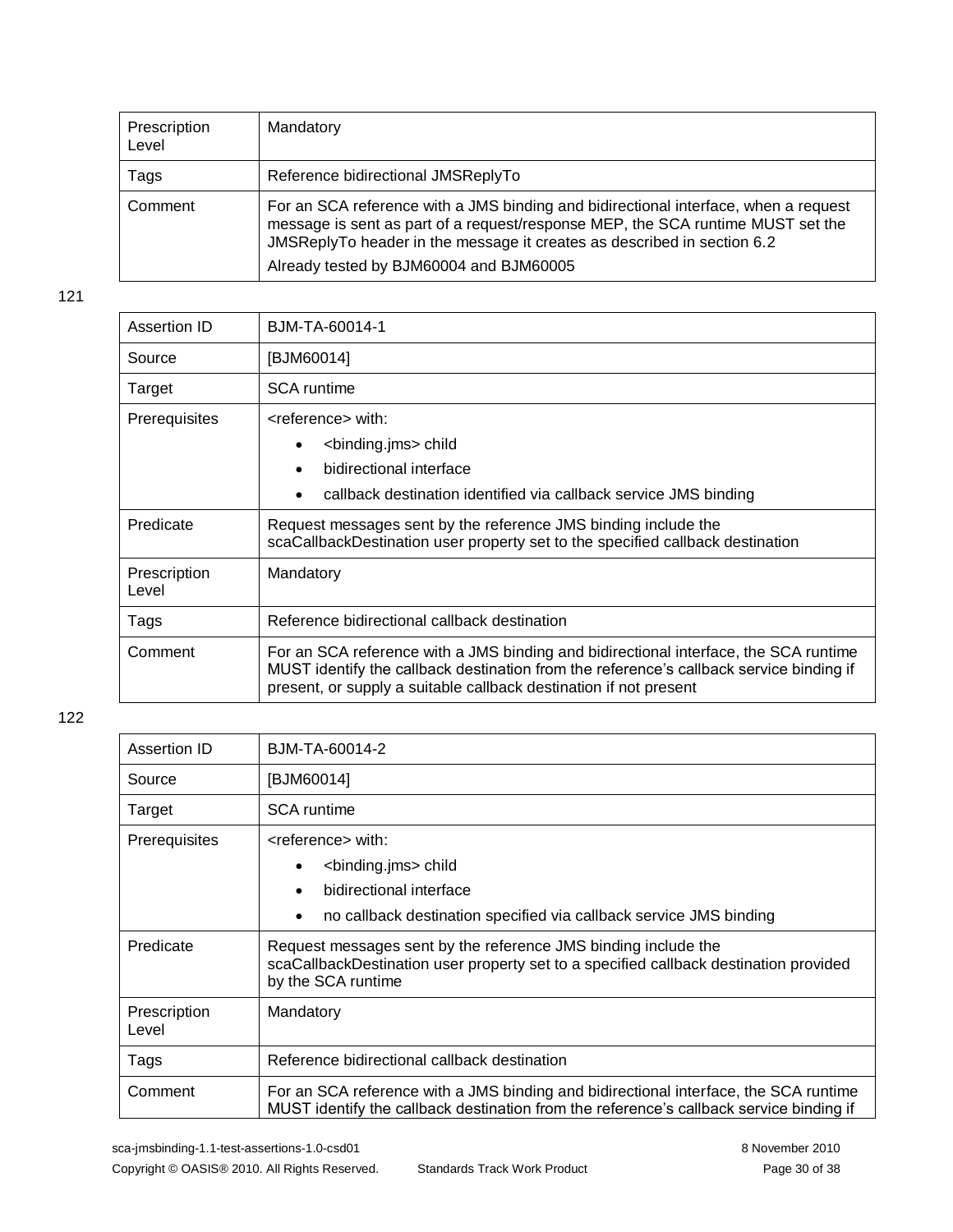| | |
|---|---|
| Prescription Level | Mandatory |
| Tags | Reference bidirectional JMSReplyTo |
| Comment | For an SCA reference with a JMS binding and bidirectional interface, when a request message is sent as part of a request/response MEP, the SCA runtime MUST set the JMSReplyTo header in the message it creates as described in section 6.2<br>Already tested by BJM60004 and BJM60005 |

121

| | |
|---|---|
| Assertion ID | BJM-TA-60014-1 |
| Source | [BJM60014] |
| Target | SCA runtime |
| Prerequisites | <reference> with:<br>• <binding.jms> child<br>• bidirectional interface<br>• callback destination identified via callback service JMS binding |
| Predicate | Request messages sent by the reference JMS binding include the scaCallbackDestination user property set to the specified callback destination |
| Prescription Level | Mandatory |
| Tags | Reference bidirectional callback destination |
| Comment | For an SCA reference with a JMS binding and bidirectional interface, the SCA runtime MUST identify the callback destination from the reference's callback service binding if present, or supply a suitable callback destination if not present |

122

| | |
|---|---|
| Assertion ID | BJM-TA-60014-2 |
| Source | [BJM60014] |
| Target | SCA runtime |
| Prerequisites | <reference> with:<br>• <binding.jms> child<br>• bidirectional interface<br>• no callback destination specified via callback service JMS binding |
| Predicate | Request messages sent by the reference JMS binding include the scaCallbackDestination user property set to a specified callback destination provided by the SCA runtime |
| Prescription Level | Mandatory |
| Tags | Reference bidirectional callback destination |
| Comment | For an SCA reference with a JMS binding and bidirectional interface, the SCA runtime MUST identify the callback destination from the reference's callback service binding if |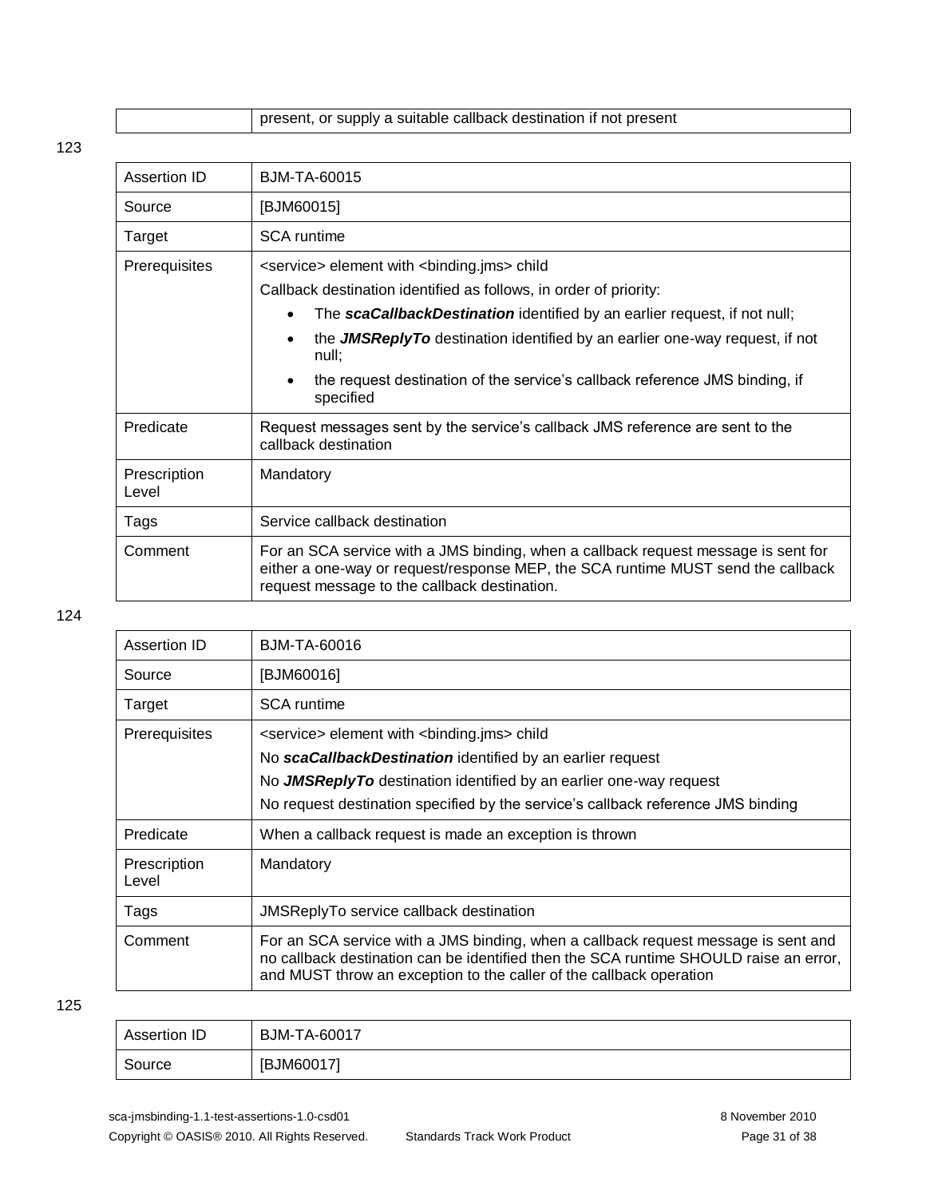| | |
|---|---|
| | present, or supply a suitable callback destination if not present |

123

| | |
|---|---|
| Assertion ID | BJM-TA-60015 |
| Source | [BJM60015] |
| Target | SCA runtime |
| Prerequisites | <service> element with <binding.jms> child<br>Callback destination identified as follows, in order of priority:<br>• The ***scaCallbackDestination*** identified by an earlier request, if not null;<br>• the ***JMSReplyTo*** destination identified by an earlier one-way request, if not null;<br>• the request destination of the service's callback reference JMS binding, if specified |
| Predicate | Request messages sent by the service's callback JMS reference are sent to the callback destination |
| Prescription Level | Mandatory |
| Tags | Service callback destination |
| Comment | For an SCA service with a JMS binding, when a callback request message is sent for either a one-way or request/response MEP, the SCA runtime MUST send the callback request message to the callback destination. |

124

| | |
|---|---|
| Assertion ID | BJM-TA-60016 |
| Source | [BJM60016] |
| Target | SCA runtime |
| Prerequisites | <service> element with <binding.jms> child<br>No ***scaCallbackDestination*** identified by an earlier request<br>No ***JMSReplyTo*** destination identified by an earlier one-way request<br>No request destination specified by the service's callback reference JMS binding |
| Predicate | When a callback request is made an exception is thrown |
| Prescription Level | Mandatory |
| Tags | JMSReplyTo service callback destination |
| Comment | For an SCA service with a JMS binding, when a callback request message is sent and no callback destination can be identified then the SCA runtime SHOULD raise an error, and MUST throw an exception to the caller of the callback operation |

125

| | |
|---|---|
| Assertion ID | BJM-TA-60017 |
| Source | [BJM60017] |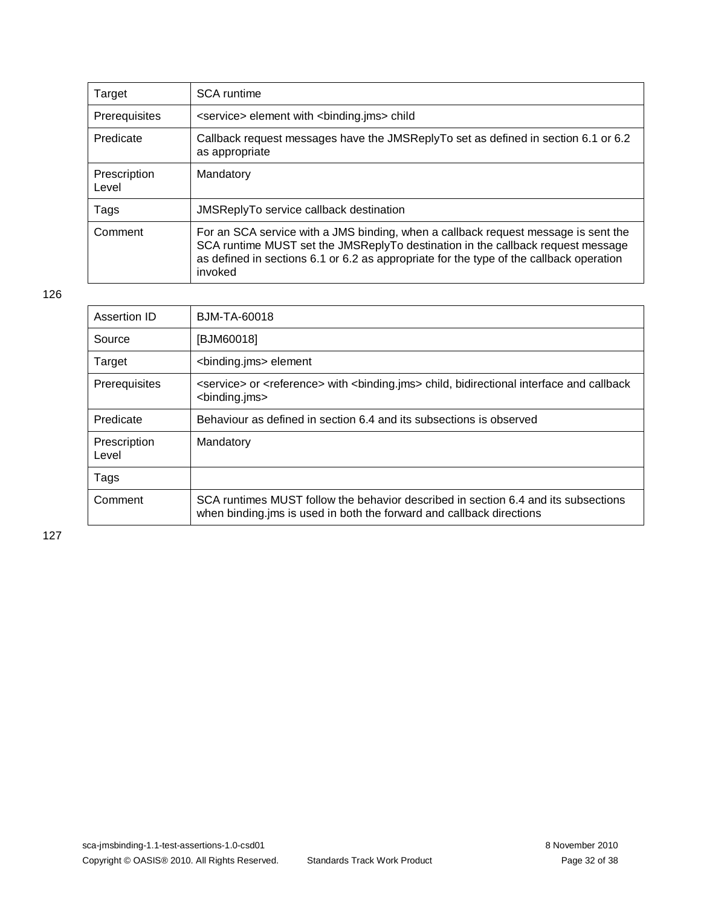| | |
|---|---|
| Target | SCA runtime |
| Prerequisites | <service> element with <binding.jms> child |
| Predicate | Callback request messages have the JMSReplyTo set as defined in section 6.1 or 6.2 as appropriate |
| Prescription Level | Mandatory |
| Tags | JMSReplyTo service callback destination |
| Comment | For an SCA service with a JMS binding, when a callback request message is sent the SCA runtime MUST set the JMSReplyTo destination in the callback request message as defined in sections 6.1 or 6.2 as appropriate for the type of the callback operation invoked |

126

| | |
|---|---|
| Assertion ID | BJM-TA-60018 |
| Source | [BJM60018] |
| Target | <binding.jms> element |
| Prerequisites | <service> or <reference> with <binding.jms> child, bidirectional interface and callback <binding.jms> |
| Predicate | Behaviour as defined in section 6.4 and its subsections is observed |
| Prescription Level | Mandatory |
| Tags | |
| Comment | SCA runtimes MUST follow the behavior described in section 6.4 and its subsections when binding.jms is used in both the forward and callback directions |

127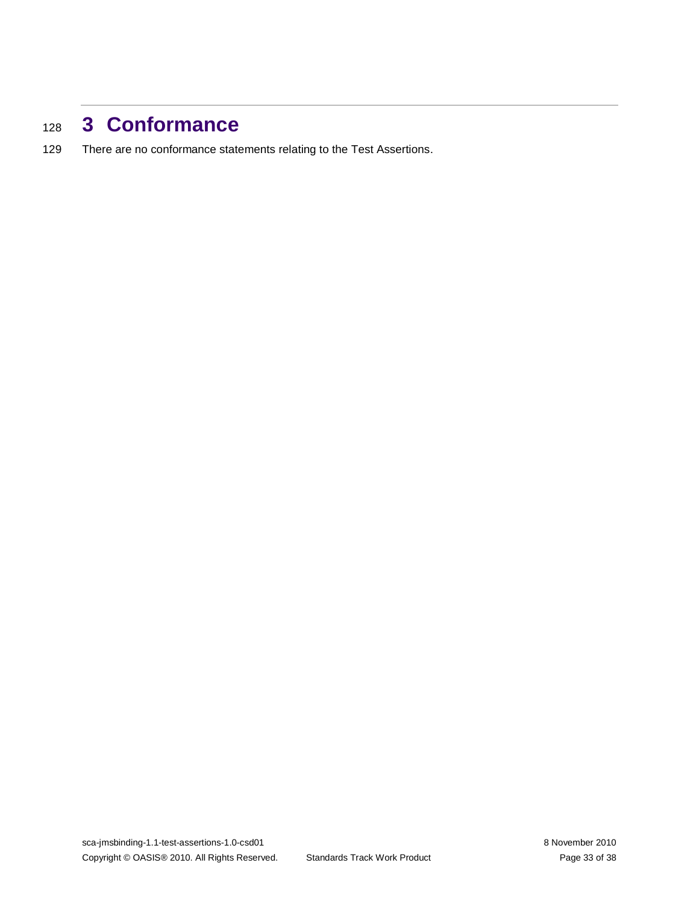# 3 Conformance

There are no conformance statements relating to the Test Assertions.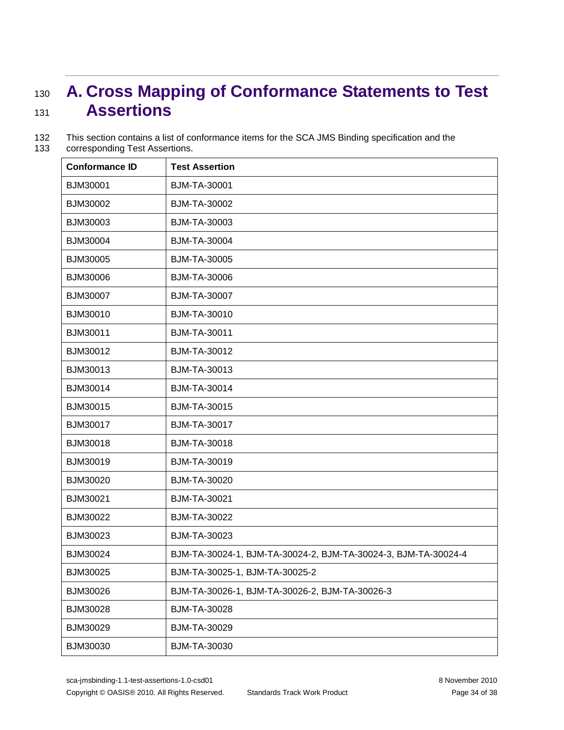# A. Cross Mapping of Conformance Statements to Test Assertions

This section contains a list of conformance items for the SCA JMS Binding specification and the corresponding Test Assertions.

| Conformance ID | Test Assertion |
|---|---|
| BJM30001 | BJM-TA-30001 |
| BJM30002 | BJM-TA-30002 |
| BJM30003 | BJM-TA-30003 |
| BJM30004 | BJM-TA-30004 |
| BJM30005 | BJM-TA-30005 |
| BJM30006 | BJM-TA-30006 |
| BJM30007 | BJM-TA-30007 |
| BJM30010 | BJM-TA-30010 |
| BJM30011 | BJM-TA-30011 |
| BJM30012 | BJM-TA-30012 |
| BJM30013 | BJM-TA-30013 |
| BJM30014 | BJM-TA-30014 |
| BJM30015 | BJM-TA-30015 |
| BJM30017 | BJM-TA-30017 |
| BJM30018 | BJM-TA-30018 |
| BJM30019 | BJM-TA-30019 |
| BJM30020 | BJM-TA-30020 |
| BJM30021 | BJM-TA-30021 |
| BJM30022 | BJM-TA-30022 |
| BJM30023 | BJM-TA-30023 |
| BJM30024 | BJM-TA-30024-1, BJM-TA-30024-2, BJM-TA-30024-3, BJM-TA-30024-4 |
| BJM30025 | BJM-TA-30025-1, BJM-TA-30025-2 |
| BJM30026 | BJM-TA-30026-1, BJM-TA-30026-2, BJM-TA-30026-3 |
| BJM30028 | BJM-TA-30028 |
| BJM30029 | BJM-TA-30029 |
| BJM30030 | BJM-TA-30030 |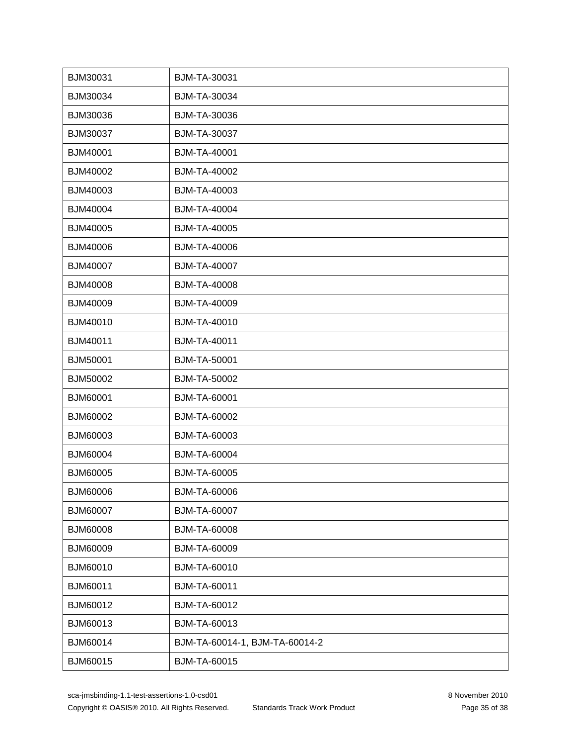| | |
|---|---|
| BJM30031 | BJM-TA-30031 |
| BJM30034 | BJM-TA-30034 |
| BJM30036 | BJM-TA-30036 |
| BJM30037 | BJM-TA-30037 |
| BJM40001 | BJM-TA-40001 |
| BJM40002 | BJM-TA-40002 |
| BJM40003 | BJM-TA-40003 |
| BJM40004 | BJM-TA-40004 |
| BJM40005 | BJM-TA-40005 |
| BJM40006 | BJM-TA-40006 |
| BJM40007 | BJM-TA-40007 |
| BJM40008 | BJM-TA-40008 |
| BJM40009 | BJM-TA-40009 |
| BJM40010 | BJM-TA-40010 |
| BJM40011 | BJM-TA-40011 |
| BJM50001 | BJM-TA-50001 |
| BJM50002 | BJM-TA-50002 |
| BJM60001 | BJM-TA-60001 |
| BJM60002 | BJM-TA-60002 |
| BJM60003 | BJM-TA-60003 |
| BJM60004 | BJM-TA-60004 |
| BJM60005 | BJM-TA-60005 |
| BJM60006 | BJM-TA-60006 |
| BJM60007 | BJM-TA-60007 |
| BJM60008 | BJM-TA-60008 |
| BJM60009 | BJM-TA-60009 |
| BJM60010 | BJM-TA-60010 |
| BJM60011 | BJM-TA-60011 |
| BJM60012 | BJM-TA-60012 |
| BJM60013 | BJM-TA-60013 |
| BJM60014 | BJM-TA-60014-1, BJM-TA-60014-2 |
| BJM60015 | BJM-TA-60015 |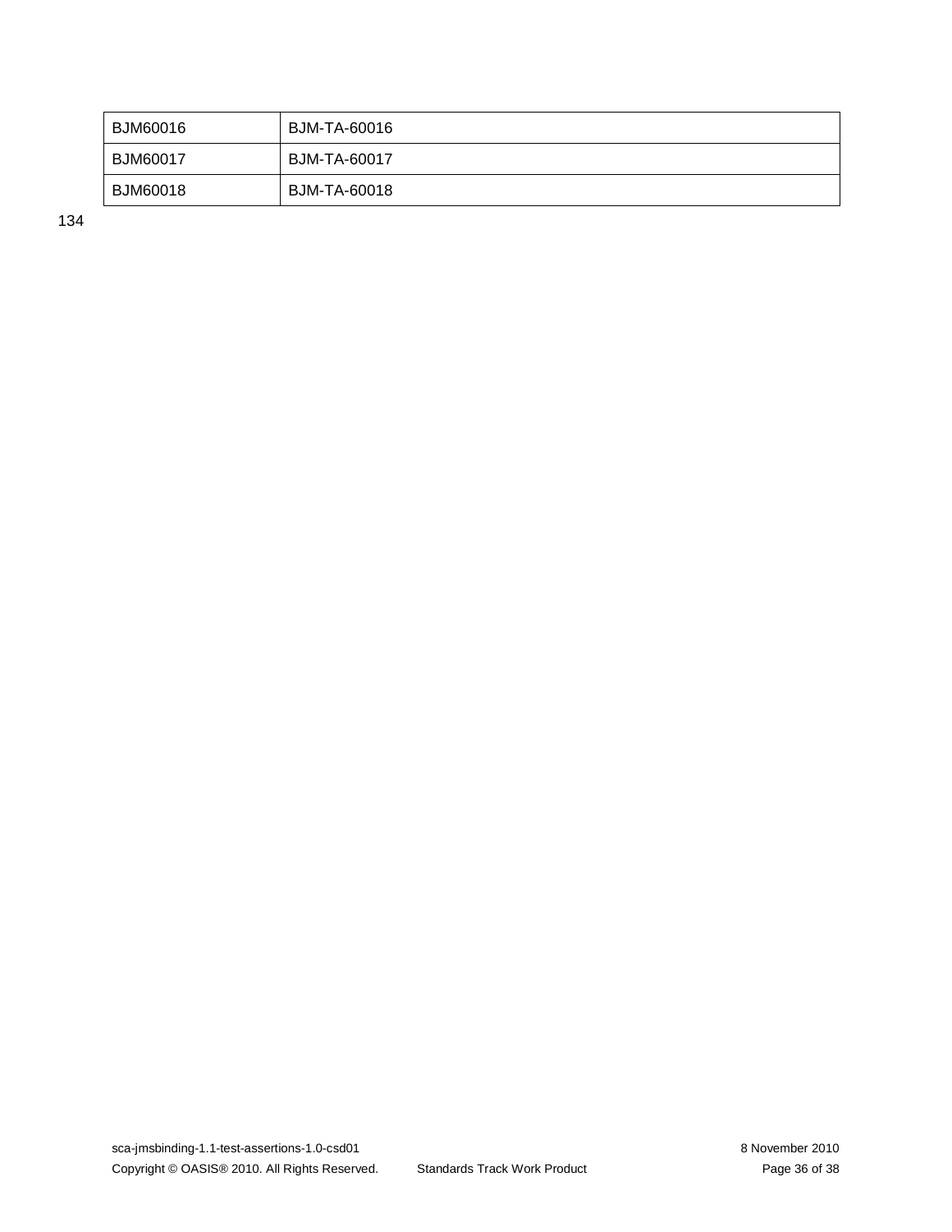| | |
|---|---|
| BJM60016 | BJM-TA-60016 |
| BJM60017 | BJM-TA-60017 |
| BJM60018 | BJM-TA-60018 |

134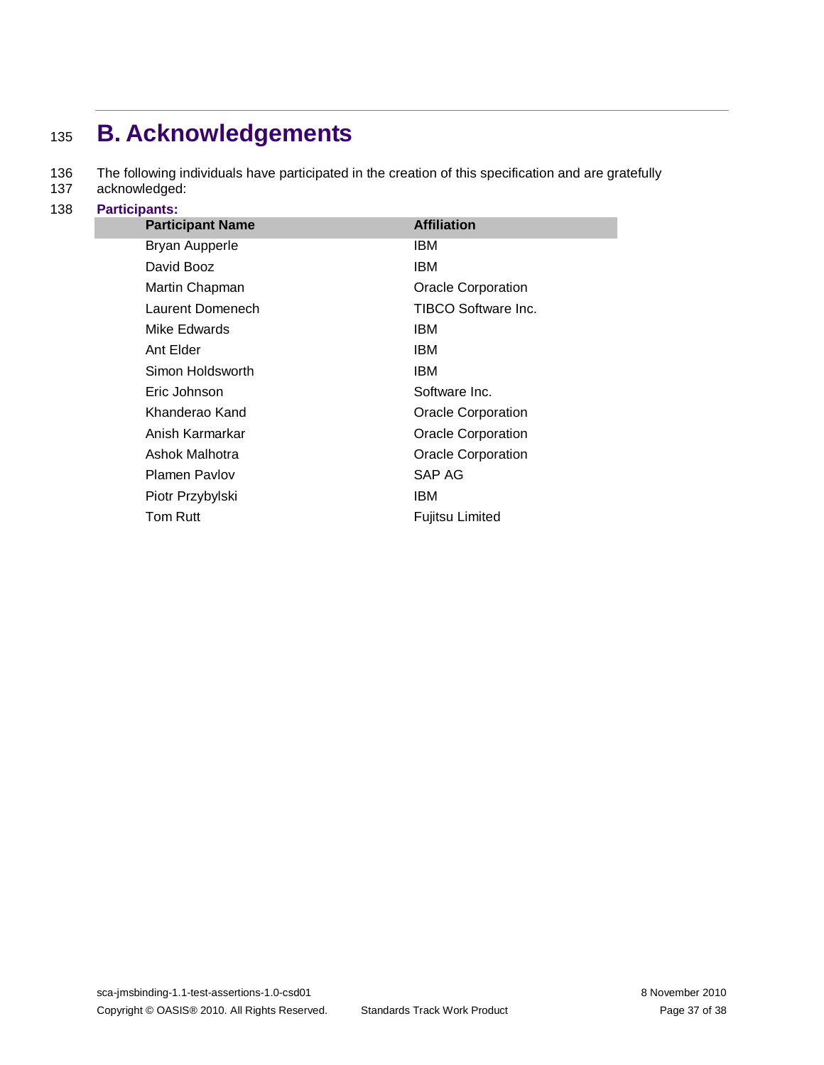# B. Acknowledgements

The following individuals have participated in the creation of this specification and are gratefully acknowledged:

**Participants:**

| Participant Name | Affiliation |
|---|---|
| Bryan Aupperle | IBM |
| David Booz | IBM |
| Martin Chapman | Oracle Corporation |
| Laurent Domenech | TIBCO Software Inc. |
| Mike Edwards | IBM |
| Ant Elder | IBM |
| Simon Holdsworth | IBM |
| Eric Johnson | Software Inc. |
| Khanderao Kand | Oracle Corporation |
| Anish Karmarkar | Oracle Corporation |
| Ashok Malhotra | Oracle Corporation |
| Plamen Pavlov | SAP AG |
| Piotr Przybylski | IBM |
| Tom Rutt | Fujitsu Limited |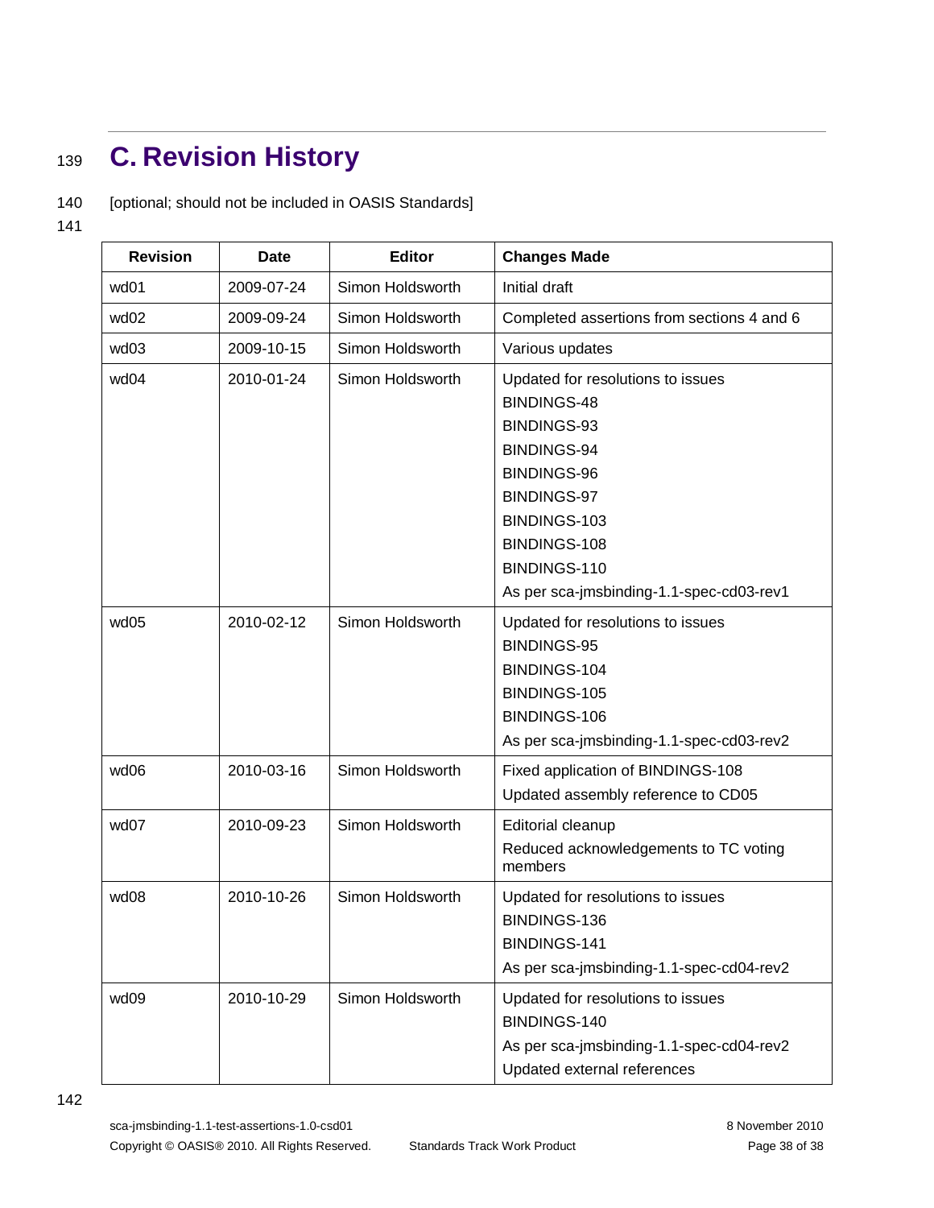# C. Revision History

[optional; should not be included in OASIS Standards]

| Revision | Date | Editor | Changes Made |
|---|---|---|---|
| wd01 | 2009-07-24 | Simon Holdsworth | Initial draft |
| wd02 | 2009-09-24 | Simon Holdsworth | Completed assertions from sections 4 and 6 |
| wd03 | 2009-10-15 | Simon Holdsworth | Various updates |
| wd04 | 2010-01-24 | Simon Holdsworth | Updated for resolutions to issues<br>BINDINGS-48<br>BINDINGS-93<br>BINDINGS-94<br>BINDINGS-96<br>BINDINGS-97<br>BINDINGS-103<br>BINDINGS-108<br>BINDINGS-110<br>As per sca-jmsbinding-1.1-spec-cd03-rev1 |
| wd05 | 2010-02-12 | Simon Holdsworth | Updated for resolutions to issues<br>BINDINGS-95<br>BINDINGS-104<br>BINDINGS-105<br>BINDINGS-106<br>As per sca-jmsbinding-1.1-spec-cd03-rev2 |
| wd06 | 2010-03-16 | Simon Holdsworth | Fixed application of BINDINGS-108<br>Updated assembly reference to CD05 |
| wd07 | 2010-09-23 | Simon Holdsworth | Editorial cleanup<br>Reduced acknowledgements to TC voting members |
| wd08 | 2010-10-26 | Simon Holdsworth | Updated for resolutions to issues<br>BINDINGS-136<br>BINDINGS-141<br>As per sca-jmsbinding-1.1-spec-cd04-rev2 |
| wd09 | 2010-10-29 | Simon Holdsworth | Updated for resolutions to issues<br>BINDINGS-140<br>As per sca-jmsbinding-1.1-spec-cd04-rev2<br>Updated external references |